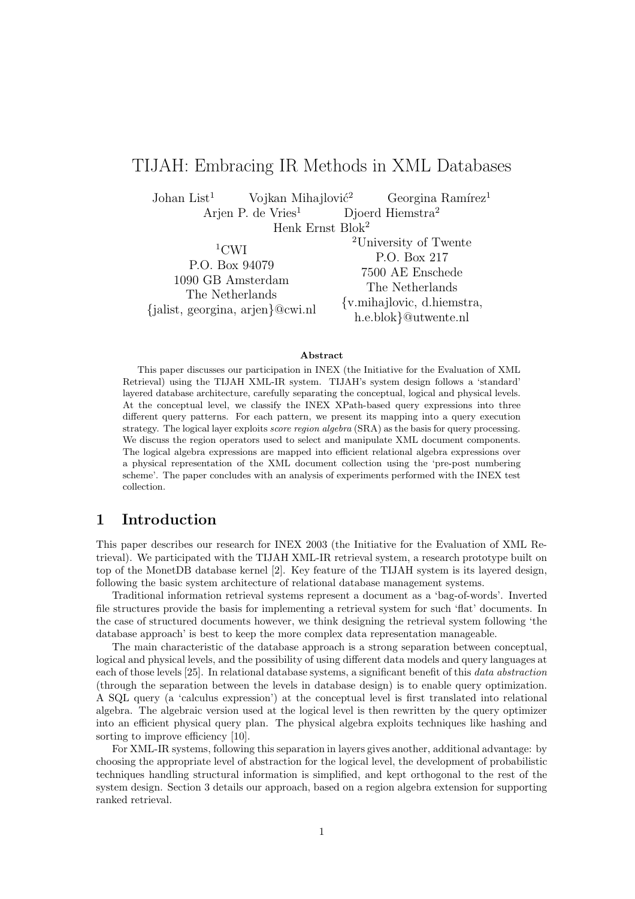# TIJAH: Embracing IR Methods in XML Databases

Johan List[1] Vojkan Mihajlović[2] Georgina Ramírez[1]
Arjen P. de Vries[1] Djoerd Hiemstra[2]
Henk Ernst Blok[2]

[1]CWI
P.O. Box 94079
1090 GB Amsterdam
The Netherlands
{jalist, georgina, arjen}@cwi.nl

[2]University of Twente
P.O. Box 217
7500 AE Enschede
The Netherlands
{v.mihajlovic, d.hiemstra, h.e.blok}@utwente.nl

**Abstract**

This paper discusses our participation in INEX (the Initiative for the Evaluation of XML Retrieval) using the TIJAH XML-IR system. TIJAH's system design follows a 'standard' layered database architecture, carefully separating the conceptual, logical and physical levels. At the conceptual level, we classify the INEX XPath-based query expressions into three different query patterns. For each pattern, we present its mapping into a query execution strategy. The logical layer exploits *score region algebra* (SRA) as the basis for query processing. We discuss the region operators used to select and manipulate XML document components. The logical algebra expressions are mapped into efficient relational algebra expressions over a physical representation of the XML document collection using the 'pre-post numbering scheme'. The paper concludes with an analysis of experiments performed with the INEX test collection.

## 1 Introduction

This paper describes our research for INEX 2003 (the Initiative for the Evaluation of XML Retrieval). We participated with the TIJAH XML-IR retrieval system, a research prototype built on top of the MonetDB database kernel [2]. Key feature of the TIJAH system is its layered design, following the basic system architecture of relational database management systems.

Traditional information retrieval systems represent a document as a 'bag-of-words'. Inverted file structures provide the basis for implementing a retrieval system for such 'flat' documents. In the case of structured documents however, we think designing the retrieval system following 'the database approach' is best to keep the more complex data representation manageable.

The main characteristic of the database approach is a strong separation between conceptual, logical and physical levels, and the possibility of using different data models and query languages at each of those levels [25]. In relational database systems, a significant benefit of this *data abstraction* (through the separation between the levels in database design) is to enable query optimization. A SQL query (a 'calculus expression') at the conceptual level is first translated into relational algebra. The algebraic version used at the logical level is then rewritten by the query optimizer into an efficient physical query plan. The physical algebra exploits techniques like hashing and sorting to improve efficiency [10].

For XML-IR systems, following this separation in layers gives another, additional advantage: by choosing the appropriate level of abstraction for the logical level, the development of probabilistic techniques handling structural information is simplified, and kept orthogonal to the rest of the system design. Section 3 details our approach, based on a region algebra extension for supporting ranked retrieval.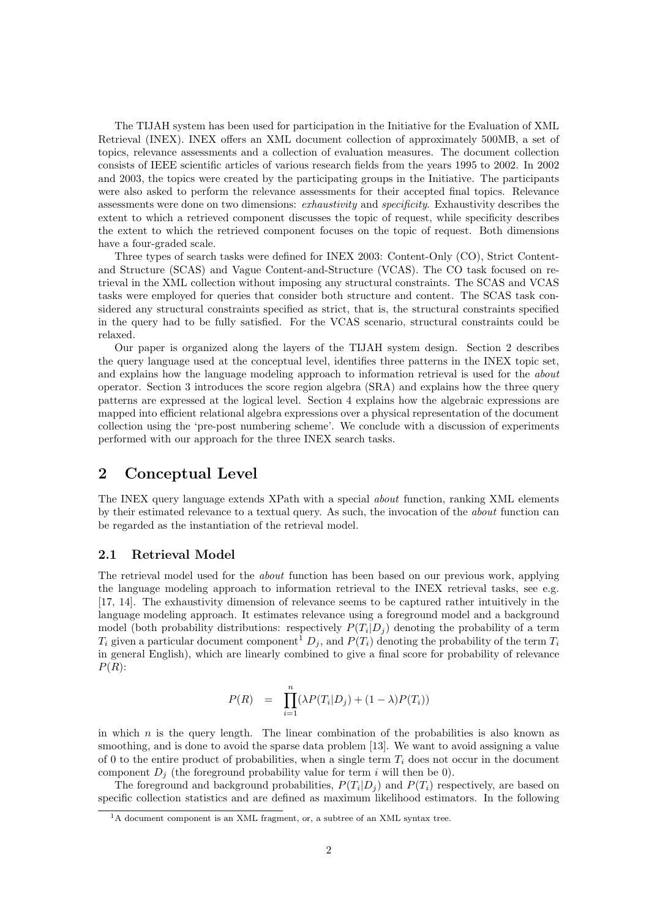The TIJAH system has been used for participation in the Initiative for the Evaluation of XML Retrieval (INEX). INEX offers an XML document collection of approximately 500MB, a set of topics, relevance assessments and a collection of evaluation measures. The document collection consists of IEEE scientific articles of various research fields from the years 1995 to 2002. In 2002 and 2003, the topics were created by the participating groups in the Initiative. The participants were also asked to perform the relevance assessments for their accepted final topics. Relevance assessments were done on two dimensions: *exhaustivity* and *specificity*. Exhaustivity describes the extent to which a retrieved component discusses the topic of request, while specificity describes the extent to which the retrieved component focuses on the topic of request. Both dimensions have a four-graded scale.

Three types of search tasks were defined for INEX 2003: Content-Only (CO), Strict Content-and Structure (SCAS) and Vague Content-and-Structure (VCAS). The CO task focused on retrieval in the XML collection without imposing any structural constraints. The SCAS and VCAS tasks were employed for queries that consider both structure and content. The SCAS task considered any structural constraints specified as strict, that is, the structural constraints specified in the query had to be fully satisfied. For the VCAS scenario, structural constraints could be relaxed.

Our paper is organized along the layers of the TIJAH system design. Section 2 describes the query language used at the conceptual level, identifies three patterns in the INEX topic set, and explains how the language modeling approach to information retrieval is used for the *about* operator. Section 3 introduces the score region algebra (SRA) and explains how the three query patterns are expressed at the logical level. Section 4 explains how the algebraic expressions are mapped into efficient relational algebra expressions over a physical representation of the document collection using the 'pre-post numbering scheme'. We conclude with a discussion of experiments performed with our approach for the three INEX search tasks.

## 2 Conceptual Level

The INEX query language extends XPath with a special *about* function, ranking XML elements by their estimated relevance to a textual query. As such, the invocation of the *about* function can be regarded as the instantiation of the retrieval model.

### 2.1 Retrieval Model

The retrieval model used for the *about* function has been based on our previous work, applying the language modeling approach to information retrieval to the INEX retrieval tasks, see e.g. [17, 14]. The exhaustivity dimension of relevance seems to be captured rather intuitively in the language modeling approach. It estimates relevance using a foreground model and a background model (both probability distributions: respectively $P(T_i|D_j)$ denoting the probability of a term $T_i$ given a particular document component[1] $D_j$, and $P(T_i)$ denoting the probability of the term $T_i$ in general English), which are linearly combined to give a final score for probability of relevance $P(R)$:

$$P(R) \quad = \quad \prod_{i=1}^{n}(\lambda P(T_i|D_j) + (1-\lambda)P(T_i))$$

in which $n$ is the query length. The linear combination of the probabilities is also known as smoothing, and is done to avoid the sparse data problem [13]. We want to avoid assigning a value of 0 to the entire product of probabilities, when a single term $T_i$ does not occur in the document component $D_j$ (the foreground probability value for term $i$ will then be 0).

The foreground and background probabilities, $P(T_i|D_j)$ and $P(T_i)$ respectively, are based on specific collection statistics and are defined as maximum likelihood estimators. In the following

[1] A document component is an XML fragment, or, a subtree of an XML syntax tree.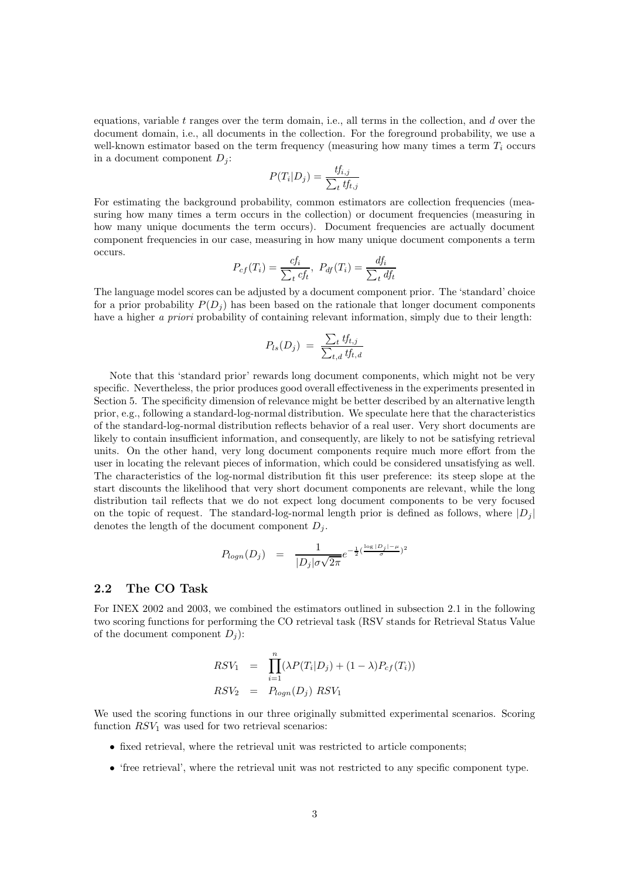equations, variable $t$ ranges over the term domain, i.e., all terms in the collection, and $d$ over the document domain, i.e., all documents in the collection. For the foreground probability, we use a well-known estimator based on the term frequency (measuring how many times a term $T_i$ occurs in a document component $D_j$:

$$P(T_i|D_j) = \frac{tf_{i,j}}{\sum_t tf_{t,j}}$$

For estimating the background probability, common estimators are collection frequencies (measuring how many times a term occurs in the collection) or document frequencies (measuring in how many unique documents the term occurs). Document frequencies are actually document component frequencies in our case, measuring in how many unique document components a term occurs.

$$P_{cf}(T_i) = \frac{cf_i}{\sum_t cf_t}, \; P_{df}(T_i) = \frac{df_i}{\sum_t df_t}$$

The language model scores can be adjusted by a document component prior. The 'standard' choice for a prior probability $P(D_j)$ has been based on the rationale that longer document components have a higher *a priori* probability of containing relevant information, simply due to their length:

$$P_{ls}(D_j) \; = \; \frac{\sum_t tf_{t,j}}{\sum_{t,d} tf_{t,d}}$$

Note that this 'standard prior' rewards long document components, which might not be very specific. Nevertheless, the prior produces good overall effectiveness in the experiments presented in Section 5. The specificity dimension of relevance might be better described by an alternative length prior, e.g., following a standard-log-normal distribution. We speculate here that the characteristics of the standard-log-normal distribution reflects behavior of a real user. Very short documents are likely to contain insufficient information, and consequently, are likely to not be satisfying retrieval units. On the other hand, very long document components require much more effort from the user in locating the relevant pieces of information, which could be considered unsatisfying as well. The characteristics of the log-normal distribution fit this user preference: its steep slope at the start discounts the likelihood that very short document components are relevant, while the long distribution tail reflects that we do not expect long document components to be very focused on the topic of request. The standard-log-normal length prior is defined as follows, where $|D_j|$ denotes the length of the document component $D_j$.

$$P_{logn}(D_j) \quad = \quad \frac{1}{|D_j|\sigma\sqrt{2\pi}} e^{-\frac{1}{2}(\frac{\log|D_j|-\mu}{\sigma})^2}$$

## 2.2 The CO Task

For INEX 2002 and 2003, we combined the estimators outlined in subsection 2.1 in the following two scoring functions for performing the CO retrieval task (RSV stands for Retrieval Status Value of the document component $D_j$):

$$\begin{aligned} RSV_1 &= \prod_{i=1}^{n} (\lambda P(T_i|D_j) + (1-\lambda) P_{cf}(T_i)) \\ RSV_2 &= P_{logn}(D_j) \; RSV_1 \end{aligned}$$

We used the scoring functions in our three originally submitted experimental scenarios. Scoring function $RSV_1$ was used for two retrieval scenarios:

- fixed retrieval, where the retrieval unit was restricted to article components;
- 'free retrieval', where the retrieval unit was not restricted to any specific component type.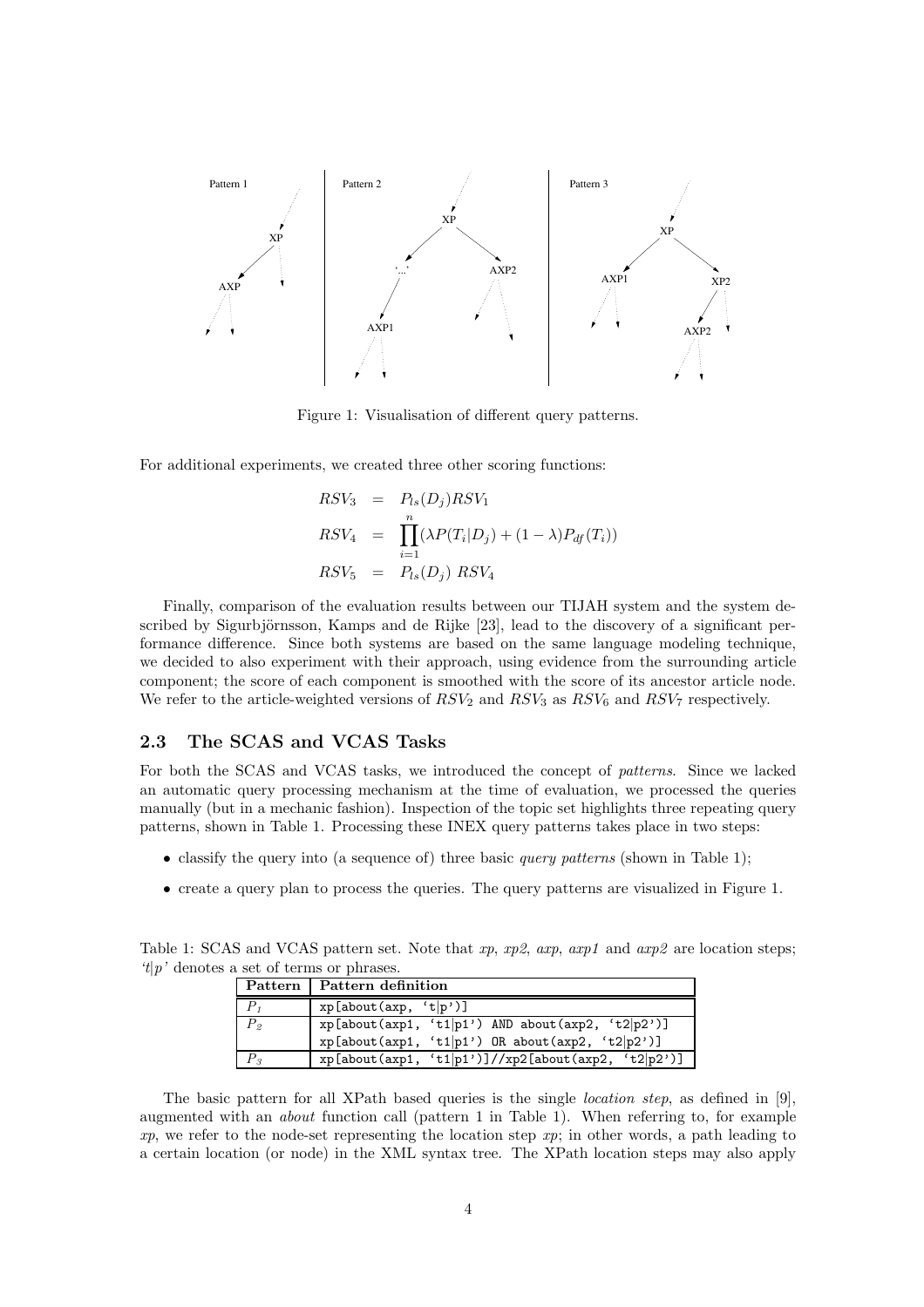Figure 1: Visualisation of different query patterns.

For additional experiments, we created three other scoring functions:

$$
\begin{aligned}
RSV_3 &= P_{ls}(D_j)RSV_1 \\
RSV_4 &= \prod_{i=1}^{n}(\lambda P(T_i|D_j) + (1-\lambda)P_{df}(T_i)) \\
RSV_5 &= P_{ls}(D_j)\ RSV_4
\end{aligned}
$$

Finally, comparison of the evaluation results between our TIJAH system and the system described by Sigurbjörnsson, Kamps and de Rijke [23], lead to the discovery of a significant performance difference. Since both systems are based on the same language modeling technique, we decided to also experiment with their approach, using evidence from the surrounding article component; the score of each component is smoothed with the score of its ancestor article node. We refer to the article-weighted versions of $RSV_2$ and $RSV_3$ as $RSV_6$ and $RSV_7$ respectively.

### 2.3 The SCAS and VCAS Tasks

For both the SCAS and VCAS tasks, we introduced the concept of *patterns*. Since we lacked an automatic query processing mechanism at the time of evaluation, we processed the queries manually (but in a mechanic fashion). Inspection of the topic set highlights three repeating query patterns, shown in Table 1. Processing these INEX query patterns takes place in two steps:

- classify the query into (a sequence of) three basic *query patterns* (shown in Table 1);
- create a query plan to process the queries. The query patterns are visualized in Figure 1.

Table 1: SCAS and VCAS pattern set. Note that *xp*, *xp2*, *axp*, *axp1* and *axp2* are location steps; *'t|p'* denotes a set of terms or phrases.

| Pattern | Pattern definition |
|---|---|
| $P_1$ | `xp[about(axp, 't|p')]` |
| $P_2$ | `xp[about(axp1, 't1|p1') AND about(axp2, 't2|p2')]` |
| | `xp[about(axp1, 't1|p1') OR about(axp2, 't2|p2')]` |
| $P_3$ | `xp[about(axp1, 't1|p1')]//xp2[about(axp2, 't2|p2')]` |

The basic pattern for all XPath based queries is the single *location step*, as defined in [9], augmented with an *about* function call (pattern 1 in Table 1). When referring to, for example *xp*, we refer to the node-set representing the location step *xp*; in other words, a path leading to a certain location (or node) in the XML syntax tree. The XPath location steps may also apply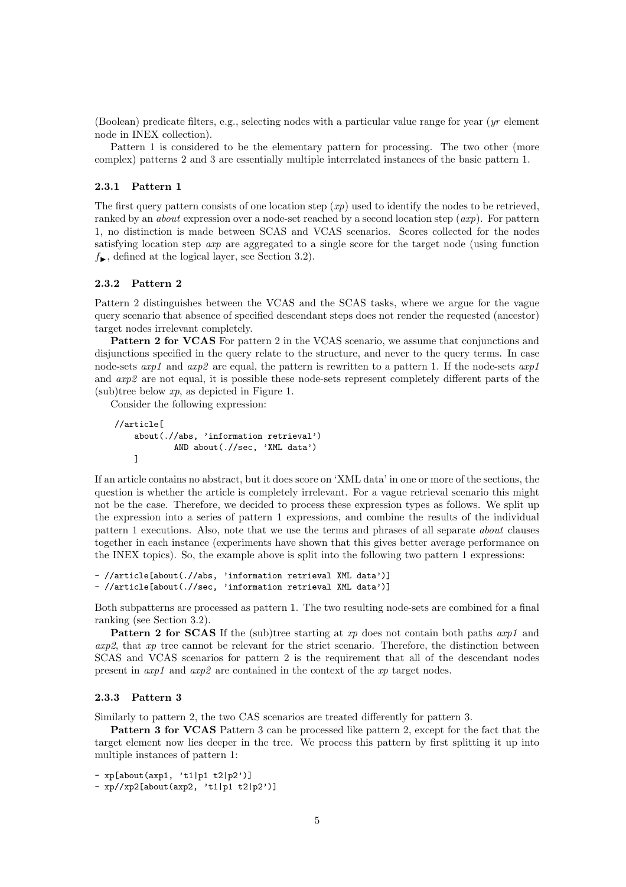(Boolean) predicate filters, e.g., selecting nodes with a particular value range for year (*yr* element node in INEX collection).

Pattern 1 is considered to be the elementary pattern for processing. The two other (more complex) patterns 2 and 3 are essentially multiple interrelated instances of the basic pattern 1.

### 2.3.1 Pattern 1

The first query pattern consists of one location step (*xp*) used to identify the nodes to be retrieved, ranked by an *about* expression over a node-set reached by a second location step (*axp*). For pattern 1, no distinction is made between SCAS and VCAS scenarios. Scores collected for the nodes satisfying location step *axp* are aggregated to a single score for the target node (using function $f_{\blacktriangleright}$, defined at the logical layer, see Section 3.2).

### 2.3.2 Pattern 2

Pattern 2 distinguishes between the VCAS and the SCAS tasks, where we argue for the vague query scenario that absence of specified descendant steps does not render the requested (ancestor) target nodes irrelevant completely.

**Pattern 2 for VCAS** For pattern 2 in the VCAS scenario, we assume that conjunctions and disjunctions specified in the query relate to the structure, and never to the query terms. In case node-sets *axp1* and *axp2* are equal, the pattern is rewritten to a pattern 1. If the node-sets *axp1* and *axp2* are not equal, it is possible these node-sets represent completely different parts of the (sub)tree below *xp*, as depicted in Figure 1.

Consider the following expression:

```
//article[
    about(.//abs, 'information retrieval')
            AND about(.//sec, 'XML data')
    ]
```

If an article contains no abstract, but it does score on 'XML data' in one or more of the sections, the question is whether the article is completely irrelevant. For a vague retrieval scenario this might not be the case. Therefore, we decided to process these expression types as follows. We split up the expression into a series of pattern 1 expressions, and combine the results of the individual pattern 1 executions. Also, note that we use the terms and phrases of all separate *about* clauses together in each instance (experiments have shown that this gives better average performance on the INEX topics). So, the example above is split into the following two pattern 1 expressions:

```
- //article[about(.//abs, 'information retrieval XML data')]
- //article[about(.//sec, 'information retrieval XML data')]
```

Both subpatterns are processed as pattern 1. The two resulting node-sets are combined for a final ranking (see Section 3.2).

**Pattern 2 for SCAS** If the (sub)tree starting at *xp* does not contain both paths *axp1* and *axp2*, that *xp* tree cannot be relevant for the strict scenario. Therefore, the distinction between SCAS and VCAS scenarios for pattern 2 is the requirement that all of the descendant nodes present in *axp1* and *axp2* are contained in the context of the *xp* target nodes.

### 2.3.3 Pattern 3

Similarly to pattern 2, the two CAS scenarios are treated differently for pattern 3.

**Pattern 3 for VCAS** Pattern 3 can be processed like pattern 2, except for the fact that the target element now lies deeper in the tree. We process this pattern by first splitting it up into multiple instances of pattern 1:

```
- xp[about(axp1, 't1|p1 t2|p2')]
- xp//xp2[about(axp2, 't1|p1 t2|p2')]
```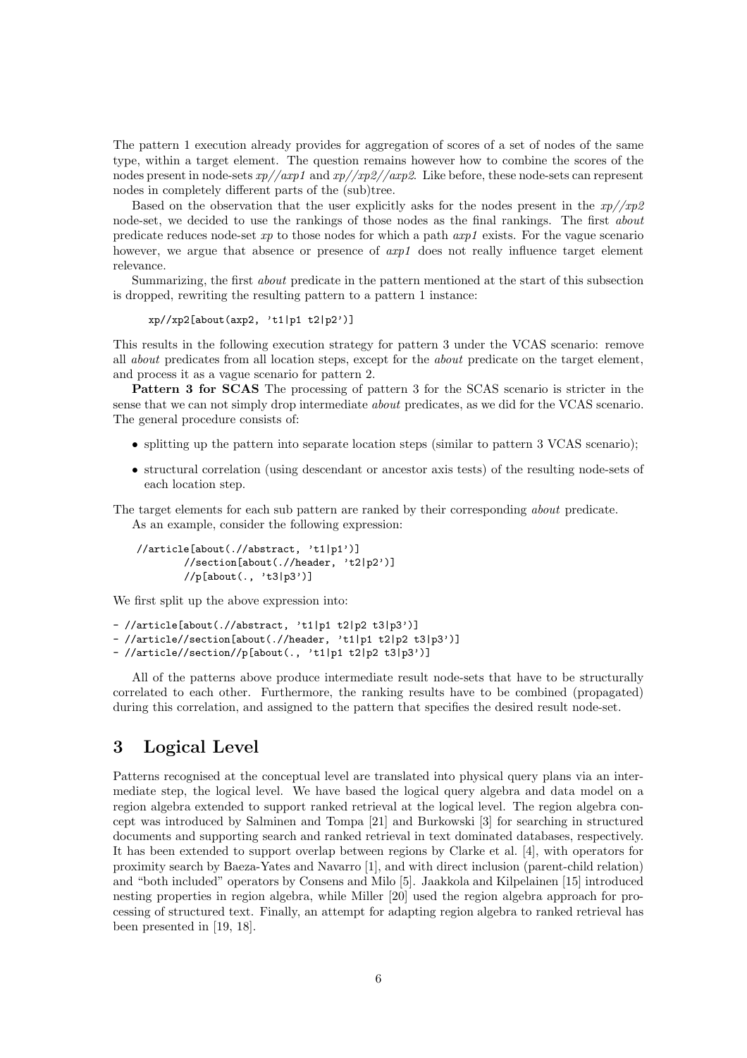The pattern 1 execution already provides for aggregation of scores of a set of nodes of the same type, within a target element. The question remains however how to combine the scores of the nodes present in node-sets *xp//axp1* and *xp//xp2//axp2*. Like before, these node-sets can represent nodes in completely different parts of the (sub)tree.

Based on the observation that the user explicitly asks for the nodes present in the *xp//xp2* node-set, we decided to use the rankings of those nodes as the final rankings. The first *about* predicate reduces node-set *xp* to those nodes for which a path *axp1* exists. For the vague scenario however, we argue that absence or presence of *axp1* does not really influence target element relevance.

Summarizing, the first *about* predicate in the pattern mentioned at the start of this subsection is dropped, rewriting the resulting pattern to a pattern 1 instance:

```
xp//xp2[about(axp2, 't1|p1 t2|p2')]
```

This results in the following execution strategy for pattern 3 under the VCAS scenario: remove all *about* predicates from all location steps, except for the *about* predicate on the target element, and process it as a vague scenario for pattern 2.

**Pattern 3 for SCAS** The processing of pattern 3 for the SCAS scenario is stricter in the sense that we can not simply drop intermediate *about* predicates, as we did for the VCAS scenario. The general procedure consists of:

- splitting up the pattern into separate location steps (similar to pattern 3 VCAS scenario);
- structural correlation (using descendant or ancestor axis tests) of the resulting node-sets of each location step.

The target elements for each sub pattern are ranked by their corresponding *about* predicate.

As an example, consider the following expression:

```
//article[about(.//abstract, 't1|p1')]
         //section[about(.//header, 't2|p2')]
         //p[about(., 't3|p3')]
```

We first split up the above expression into:

```
- //article[about(.//abstract, 't1|p1 t2|p2 t3|p3')]
- //article//section[about(.//header, 't1|p1 t2|p2 t3|p3')]
- //article//section//p[about(., 't1|p1 t2|p2 t3|p3')]
```

All of the patterns above produce intermediate result node-sets that have to be structurally correlated to each other. Furthermore, the ranking results have to be combined (propagated) during this correlation, and assigned to the pattern that specifies the desired result node-set.

# 3 Logical Level

Patterns recognised at the conceptual level are translated into physical query plans via an intermediate step, the logical level. We have based the logical query algebra and data model on a region algebra extended to support ranked retrieval at the logical level. The region algebra concept was introduced by Salminen and Tompa [21] and Burkowski [3] for searching in structured documents and supporting search and ranked retrieval in text dominated databases, respectively. It has been extended to support overlap between regions by Clarke et al. [4], with operators for proximity search by Baeza-Yates and Navarro [1], and with direct inclusion (parent-child relation) and "both included" operators by Consens and Milo [5]. Jaakkola and Kilpelainen [15] introduced nesting properties in region algebra, while Miller [20] used the region algebra approach for processing of structured text. Finally, an attempt for adapting region algebra to ranked retrieval has been presented in [19, 18].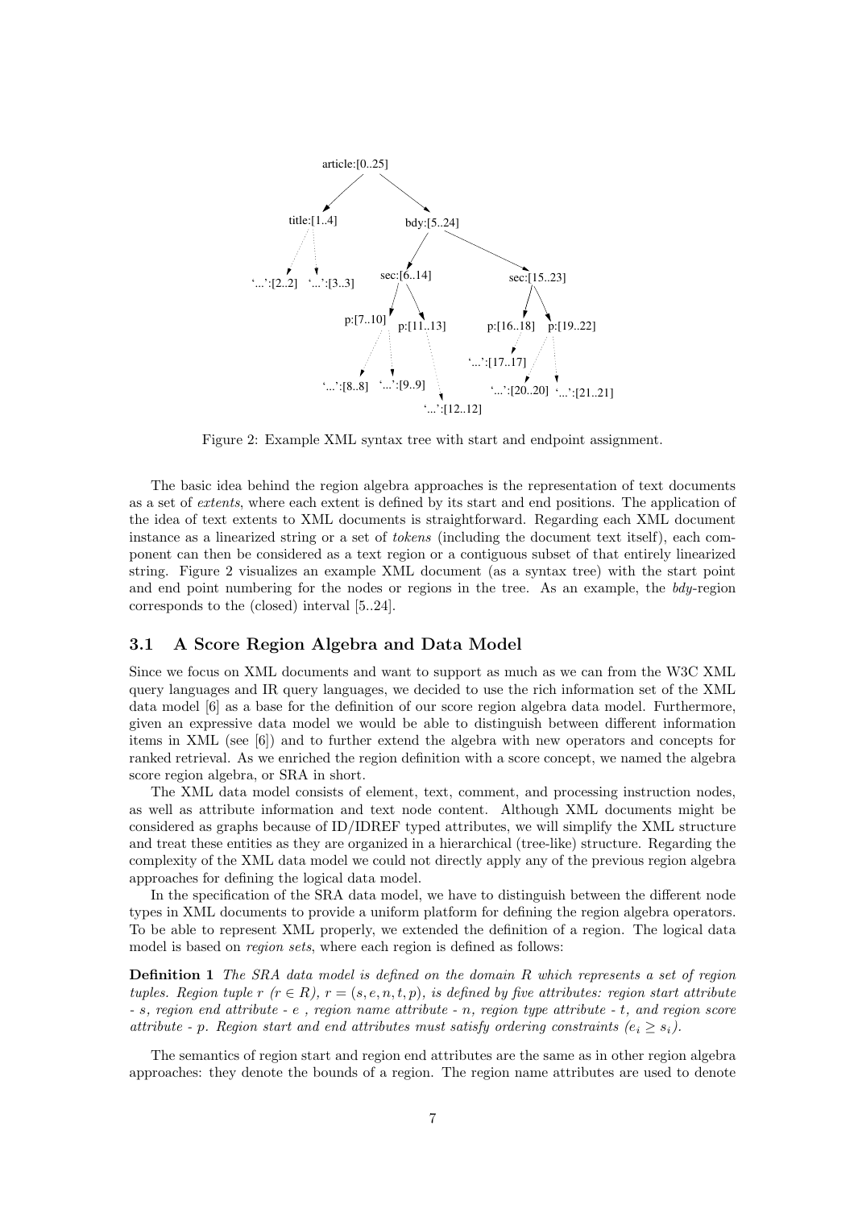Figure 2: Example XML syntax tree with start and endpoint assignment.

The basic idea behind the region algebra approaches is the representation of text documents as a set of *extents*, where each extent is defined by its start and end positions. The application of the idea of text extents to XML documents is straightforward. Regarding each XML document instance as a linearized string or a set of *tokens* (including the document text itself), each component can then be considered as a text region or a contiguous subset of that entirely linearized string. Figure 2 visualizes an example XML document (as a syntax tree) with the start point and end point numbering for the nodes or regions in the tree. As an example, the *bdy*-region corresponds to the (closed) interval [5..24].

### 3.1 A Score Region Algebra and Data Model

Since we focus on XML documents and want to support as much as we can from the W3C XML query languages and IR query languages, we decided to use the rich information set of the XML data model [6] as a base for the definition of our score region algebra data model. Furthermore, given an expressive data model we would be able to distinguish between different information items in XML (see [6]) and to further extend the algebra with new operators and concepts for ranked retrieval. As we enriched the region definition with a score concept, we named the algebra score region algebra, or SRA in short.

The XML data model consists of element, text, comment, and processing instruction nodes, as well as attribute information and text node content. Although XML documents might be considered as graphs because of ID/IDREF typed attributes, we will simplify the XML structure and treat these entities as they are organized in a hierarchical (tree-like) structure. Regarding the complexity of the XML data model we could not directly apply any of the previous region algebra approaches for defining the logical data model.

In the specification of the SRA data model, we have to distinguish between the different node types in XML documents to provide a uniform platform for defining the region algebra operators. To be able to represent XML properly, we extended the definition of a region. The logical data model is based on *region sets*, where each region is defined as follows:

**Definition 1** *The SRA data model is defined on the domain R which represents a set of region tuples. Region tuple r ($r \in R$), $r = (s, e, n, t, p)$, is defined by five attributes: region start attribute - s, region end attribute - e , region name attribute - n, region type attribute - t, and region score attribute - p. Region start and end attributes must satisfy ordering constraints ($e_i \geq s_i$).*

The semantics of region start and region end attributes are the same as in other region algebra approaches: they denote the bounds of a region. The region name attributes are used to denote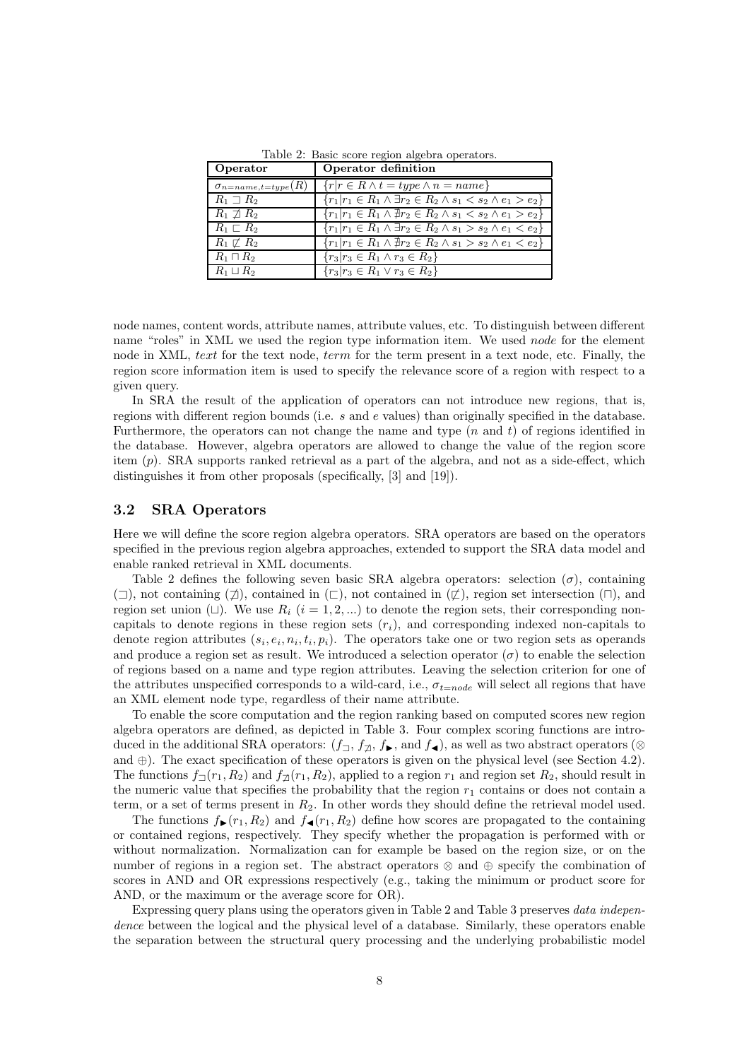Table 2: Basic score region algebra operators.

| **Operator** | **Operator definition** |
|---|---|
| $\sigma_{n=name,t=type}(R)$ | $\{r \mid r \in R \wedge t = type \wedge n = name\}$ |
| $R_1 \sqsupset R_2$ | $\{r_1 \mid r_1 \in R_1 \wedge \exists r_2 \in R_2 \wedge s_1 < s_2 \wedge e_1 > e_2\}$ |
| $R_1 \not\sqsupset R_2$ | $\{r_1 \mid r_1 \in R_1 \wedge \nexists r_2 \in R_2 \wedge s_1 < s_2 \wedge e_1 > e_2\}$ |
| $R_1 \sqsubset R_2$ | $\{r_1 \mid r_1 \in R_1 \wedge \exists r_2 \in R_2 \wedge s_1 > s_2 \wedge e_1 < e_2\}$ |
| $R_1 \not\sqsubset R_2$ | $\{r_1 \mid r_1 \in R_1 \wedge \nexists r_2 \in R_2 \wedge s_1 > s_2 \wedge e_1 < e_2\}$ |
| $R_1 \sqcap R_2$ | $\{r_3 \mid r_3 \in R_1 \wedge r_3 \in R_2\}$ |
| $R_1 \sqcup R_2$ | $\{r_3 \mid r_3 \in R_1 \vee r_3 \in R_2\}$ |

node names, content words, attribute names, attribute values, etc. To distinguish between different name "roles" in XML we used the region type information item. We used *node* for the element node in XML, *text* for the text node, *term* for the term present in a text node, etc. Finally, the region score information item is used to specify the relevance score of a region with respect to a given query.

In SRA the result of the application of operators can not introduce new regions, that is, regions with different region bounds (i.e. $s$ and $e$ values) than originally specified in the database. Furthermore, the operators can not change the name and type ($n$ and $t$) of regions identified in the database. However, algebra operators are allowed to change the value of the region score item ($p$). SRA supports ranked retrieval as a part of the algebra, and not as a side-effect, which distinguishes it from other proposals (specifically, [3] and [19]).

## 3.2 SRA Operators

Here we will define the score region algebra operators. SRA operators are based on the operators specified in the previous region algebra approaches, extended to support the SRA data model and enable ranked retrieval in XML documents.

Table 2 defines the following seven basic SRA algebra operators: selection ($\sigma$), containing ($\sqsupset$), not containing ($\not\sqsupset$), contained in ($\sqsubset$), not contained in ($\not\sqsubset$), region set intersection ($\sqcap$), and region set union ($\sqcup$). We use $R_i$ ($i = 1, 2, ...$) to denote the region sets, their corresponding non-capitals to denote regions in these region sets ($r_i$), and corresponding indexed non-capitals to denote region attributes ($s_i, e_i, n_i, t_i, p_i$). The operators take one or two region sets as operands and produce a region set as result. We introduced a selection operator ($\sigma$) to enable the selection of regions based on a name and type region attributes. Leaving the selection criterion for one of the attributes unspecified corresponds to a wild-card, i.e., $\sigma_{t=node}$ will select all regions that have an XML element node type, regardless of their name attribute.

To enable the score computation and the region ranking based on computed scores new region algebra operators are defined, as depicted in Table 3. Four complex scoring functions are introduced in the additional SRA operators: ($f_{\sqsupset}$, $f_{\not\sqsupset}$, $f_{\blacktriangleright}$, and $f_{\blacktriangleleft}$), as well as two abstract operators ($\otimes$ and $\oplus$). The exact specification of these operators is given on the physical level (see Section 4.2). The functions $f_{\sqsupset}(r_1, R_2)$ and $f_{\not\sqsupset}(r_1, R_2)$, applied to a region $r_1$ and region set $R_2$, should result in the numeric value that specifies the probability that the region $r_1$ contains or does not contain a term, or a set of terms present in $R_2$. In other words they should define the retrieval model used.

The functions $f_{\blacktriangleright}(r_1, R_2)$ and $f_{\blacktriangleleft}(r_1, R_2)$ define how scores are propagated to the containing or contained regions, respectively. They specify whether the propagation is performed with or without normalization. Normalization can for example be based on the region size, or on the number of regions in a region set. The abstract operators $\otimes$ and $\oplus$ specify the combination of scores in AND and OR expressions respectively (e.g., taking the minimum or product score for AND, or the maximum or the average score for OR).

Expressing query plans using the operators given in Table 2 and Table 3 preserves *data independence* between the logical and the physical level of a database. Similarly, these operators enable the separation between the structural query processing and the underlying probabilistic model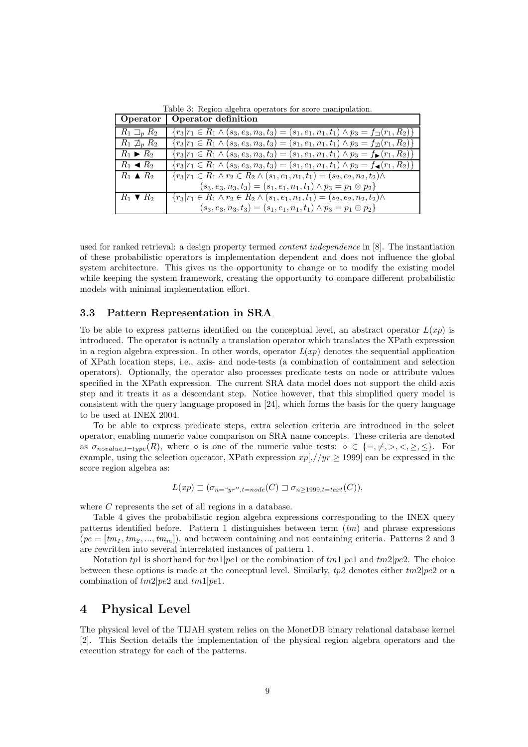Table 3: Region algebra operators for score manipulation.

| Operator | Operator definition |
|---|---|
| $R_1 \sqsupset_p R_2$ | $\{r_3 \mid r_1 \in R_1 \land (s_3, e_3, n_3, t_3) = (s_1, e_1, n_1, t_1) \land p_3 = f_{\sqsupset}(r_1, R_2)\}$ |
| $R_1 \not\sqsupset_p R_2$ | $\{r_3 \mid r_1 \in R_1 \land (s_3, e_3, n_3, t_3) = (s_1, e_1, n_1, t_1) \land p_3 = f_{\not\sqsupset}(r_1, R_2)\}$ |
| $R_1 \blacktriangleright R_2$ | $\{r_3 \mid r_1 \in R_1 \land (s_3, e_3, n_3, t_3) = (s_1, e_1, n_1, t_1) \land p_3 = f_{\blacktriangleright}(r_1, R_2)\}$ |
| $R_1 \blacktriangleleft R_2$ | $\{r_3 \mid r_1 \in R_1 \land (s_3, e_3, n_3, t_3) = (s_1, e_1, n_1, t_1) \land p_3 = f_{\blacktriangleleft}(r_1, R_2)\}$ |
| $R_1 \blacktriangle R_2$ | $\{r_3 \mid r_1 \in R_1 \land r_2 \in R_2 \land (s_1, e_1, n_1, t_1) = (s_2, e_2, n_2, t_2) \land (s_3, e_3, n_3, t_3) = (s_1, e_1, n_1, t_1) \land p_3 = p_1 \otimes p_2\}$ |
| $R_1 \blacktriangledown R_2$ | $\{r_3 \mid r_1 \in R_1 \land r_2 \in R_2 \land (s_1, e_1, n_1, t_1) = (s_2, e_2, n_2, t_2) \land (s_3, e_3, n_3, t_3) = (s_1, e_1, n_1, t_1) \land p_3 = p_1 \oplus p_2\}$ |

used for ranked retrieval: a design property termed *content independence* in [8]. The instantiation of these probabilistic operators is implementation dependent and does not influence the global system architecture. This gives us the opportunity to change or to modify the existing model while keeping the system framework, creating the opportunity to compare different probabilistic models with minimal implementation effort.

### 3.3 Pattern Representation in SRA

To be able to express patterns identified on the conceptual level, an abstract operator $L(xp)$ is introduced. The operator is actually a translation operator which translates the XPath expression in a region algebra expression. In other words, operator $L(xp)$ denotes the sequential application of XPath location steps, i.e., axis- and node-tests (a combination of containment and selection operators). Optionally, the operator also processes predicate tests on node or attribute values specified in the XPath expression. The current SRA data model does not support the child axis step and it treats it as a descendant step. Notice however, that this simplified query model is consistent with the query language proposed in [24], which forms the basis for the query language to be used at INEX 2004.

To be able to express predicate steps, extra selection criteria are introduced in the select operator, enabling numeric value comparison on SRA name concepts. These criteria are denoted as $\sigma_{n \diamond value, t=type}(R)$, where $\diamond$ is one of the numeric value tests: $\diamond \in \{=, \neq, >, <, \geq, \leq\}$. For example, using the selection operator, XPath expression $xp[.//yr \geq 1999]$ can be expressed in the score region algebra as:

$$L(xp) \sqsupset (\sigma_{n=``yr", t=node}(C) \sqsupset \sigma_{n \geq 1999, t=text}(C)),$$

where $C$ represents the set of all regions in a database.

Table 4 gives the probabilistic region algebra expressions corresponding to the INEX query patterns identified before. Pattern 1 distinguishes between term ($tm$) and phrase expressions ($pe = [tm_1, tm_2, ..., tm_m]$), and between containing and not containing criteria. Patterns 2 and 3 are rewritten into several interrelated instances of pattern 1.

Notation $tp1$ is shorthand for $tm1|pe1$ or the combination of $tm1|pe1$ and $tm2|pe2$. The choice between these options is made at the conceptual level. Similarly, $tp2$ denotes either $tm2|pe2$ or a combination of $tm2|pe2$ and $tm1|pe1$.

## 4 Physical Level

The physical level of the TIJAH system relies on the MonetDB binary relational database kernel [2]. This Section details the implementation of the physical region algebra operators and the execution strategy for each of the patterns.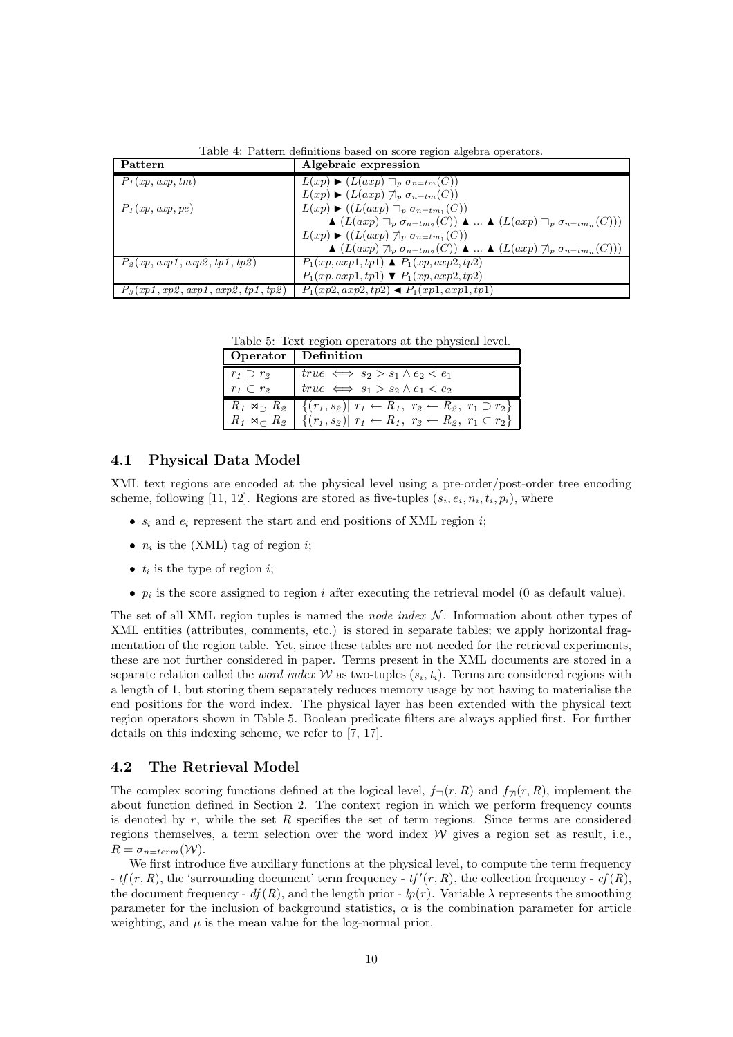Table 4: Pattern definitions based on score region algebra operators.

| Pattern | Algebraic expression |
|---|---|
| $P_1(xp, axp, tm)$ | $L(xp) \blacktriangleright (L(axp) \sqsupset_p \sigma_{n=tm}(C))$ |
| | $L(xp) \blacktriangleright (L(axp) \not\sqsupset_p \sigma_{n=tm}(C))$ |
| $P_1(xp, axp, pe)$ | $L(xp) \blacktriangleright ((L(axp) \sqsupset_p \sigma_{n=tm_1}(C))$ |
| | $\blacktriangle (L(axp) \sqsupset_p \sigma_{n=tm_2}(C)) \blacktriangle \ldots \blacktriangle (L(axp) \sqsupset_p \sigma_{n=tm_n}(C)))$ |
| | $L(xp) \blacktriangleright ((L(axp) \not\sqsupset_p \sigma_{n=tm_1}(C))$ |
| | $\blacktriangle (L(axp) \not\sqsupset_p \sigma_{n=tm_2}(C)) \blacktriangle \ldots \blacktriangle (L(axp) \not\sqsupset_p \sigma_{n=tm_n}(C)))$ |
| $P_2(xp, axp1, axp2, tp1, tp2)$ | $P_1(xp, axp1, tp1) \blacktriangle P_1(xp, axp2, tp2)$ |
| | $P_1(xp, axp1, tp1) \blacktriangledown P_1(xp, axp2, tp2)$ |
| $P_3(xp1, xp2, axp1, axp2, tp1, tp2)$ | $P_1(xp2, axp2, tp2) \blacktriangleleft P_1(xp1, axp1, tp1)$ |

Table 5: Text region operators at the physical level.

| Operator | Definition |
|---|---|
| $r_1 \supset r_2$ | $true \iff s_2 > s_1 \wedge e_2 < e_1$ |
| $r_1 \subset r_2$ | $true \iff s_1 > s_2 \wedge e_1 < e_2$ |
| $R_1 \bowtie_{\supset} R_2$ | $\{(r_1, s_2) \mid r_1 \leftarrow R_1,\ r_2 \leftarrow R_2,\ r_1 \supset r_2\}$ |
| $R_1 \bowtie_{\subset} R_2$ | $\{(r_1, s_2) \mid r_1 \leftarrow R_1,\ r_2 \leftarrow R_2,\ r_1 \subset r_2\}$ |

### 4.1 Physical Data Model

XML text regions are encoded at the physical level using a pre-order/post-order tree encoding scheme, following [11, 12]. Regions are stored as five-tuples $(s_i, e_i, n_i, t_i, p_i)$, where

- $s_i$ and $e_i$ represent the start and end positions of XML region $i$;
- $n_i$ is the (XML) tag of region $i$;
- $t_i$ is the type of region $i$;
- $p_i$ is the score assigned to region $i$ after executing the retrieval model (0 as default value).

The set of all XML region tuples is named the *node index* $\mathcal{N}$. Information about other types of XML entities (attributes, comments, etc.) is stored in separate tables; we apply horizontal fragmentation of the region table. Yet, since these tables are not needed for the retrieval experiments, these are not further considered in paper. Terms present in the XML documents are stored in a separate relation called the *word index* $\mathcal{W}$ as two-tuples $(s_i, t_i)$. Terms are considered regions with a length of 1, but storing them separately reduces memory usage by not having to materialise the end positions for the word index. The physical layer has been extended with the physical text region operators shown in Table 5. Boolean predicate filters are always applied first. For further details on this indexing scheme, we refer to [7, 17].

### 4.2 The Retrieval Model

The complex scoring functions defined at the logical level, $f_{\sqsupset}(r, R)$ and $f_{\not\sqsupset}(r, R)$, implement the about function defined in Section 2. The context region in which we perform frequency counts is denoted by $r$, while the set $R$ specifies the set of term regions. Since terms are considered regions themselves, a term selection over the word index $\mathcal{W}$ gives a region set as result, i.e., $R = \sigma_{n=term}(\mathcal{W})$.

We first introduce five auxiliary functions at the physical level, to compute the term frequency - $tf(r, R)$, the 'surrounding document' term frequency - $tf'(r, R)$, the collection frequency - $cf(R)$, the document frequency - $df(R)$, and the length prior - $lp(r)$. Variable $\lambda$ represents the smoothing parameter for the inclusion of background statistics, $\alpha$ is the combination parameter for article weighting, and $\mu$ is the mean value for the log-normal prior.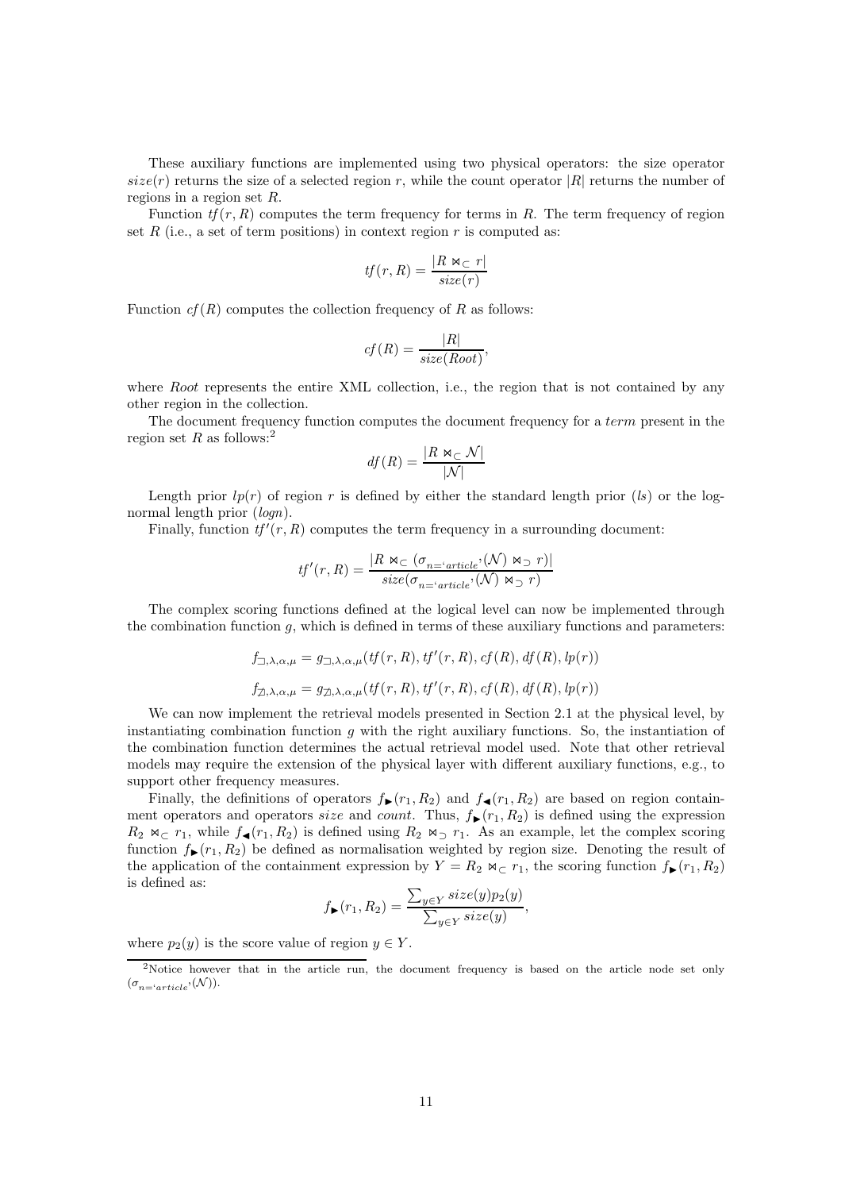These auxiliary functions are implemented using two physical operators: the size operator $size(r)$ returns the size of a selected region $r$, while the count operator $|R|$ returns the number of regions in a region set $R$.

Function $tf(r, R)$ computes the term frequency for terms in $R$. The term frequency of region set $R$ (i.e., a set of term positions) in context region $r$ is computed as:

$$tf(r, R) = \frac{|R \bowtie_{\subset} r|}{size(r)}$$

Function $cf(R)$ computes the collection frequency of $R$ as follows:

$$cf(R) = \frac{|R|}{size(Root)},$$

where *Root* represents the entire XML collection, i.e., the region that is not contained by any other region in the collection.

The document frequency function computes the document frequency for a *term* present in the region set $R$ as follows:[2]

$$df(R) = \frac{|R \bowtie_{\subset} \mathcal{N}|}{|\mathcal{N}|}$$

Length prior $lp(r)$ of region $r$ is defined by either the standard length prior ($ls$) or the log-normal length prior ($logn$).

Finally, function $tf'(r, R)$ computes the term frequency in a surrounding document:

$$tf'(r, R) = \frac{|R \bowtie_{\subset} (\sigma_{n=\text{'}article\text{'}}(\mathcal{N}) \bowtie_{\supset} r)|}{size(\sigma_{n=\text{'}article\text{'}}(\mathcal{N}) \bowtie_{\supset} r)}$$

The complex scoring functions defined at the logical level can now be implemented through the combination function $g$, which is defined in terms of these auxiliary functions and parameters:

$$f_{\sqsupset,\lambda,\alpha,\mu} = g_{\sqsupset,\lambda,\alpha,\mu}(tf(r, R), tf'(r, R), cf(R), df(R), lp(r))$$

$$f_{\not\sqsupset,\lambda,\alpha,\mu} = g_{\not\sqsupset,\lambda,\alpha,\mu}(tf(r, R), tf'(r, R), cf(R), df(R), lp(r))$$

We can now implement the retrieval models presented in Section 2.1 at the physical level, by instantiating combination function $g$ with the right auxiliary functions. So, the instantiation of the combination function determines the actual retrieval model used. Note that other retrieval models may require the extension of the physical layer with different auxiliary functions, e.g., to support other frequency measures.

Finally, the definitions of operators $f_{\blacktriangleright}(r_1, R_2)$ and $f_{\blacktriangleleft}(r_1, R_2)$ are based on region containment operators and operators *size* and *count*. Thus, $f_{\blacktriangleright}(r_1, R_2)$ is defined using the expression $R_2 \bowtie_{\subset} r_1$, while $f_{\blacktriangleleft}(r_1, R_2)$ is defined using $R_2 \bowtie_{\supset} r_1$. As an example, let the complex scoring function $f_{\blacktriangleright}(r_1, R_2)$ be defined as normalisation weighted by region size. Denoting the result of the application of the containment expression by $Y = R_2 \bowtie_{\subset} r_1$, the scoring function $f_{\blacktriangleright}(r_1, R_2)$ is defined as:

$$f_{\blacktriangleright}(r_1, R_2) = \frac{\sum_{y \in Y} size(y) p_2(y)}{\sum_{y \in Y} size(y)},$$

where $p_2(y)$ is the score value of region $y \in Y$.

[2] Notice however that in the article run, the document frequency is based on the article node set only ($\sigma_{n=\text{'}article\text{'}}(\mathcal{N})$).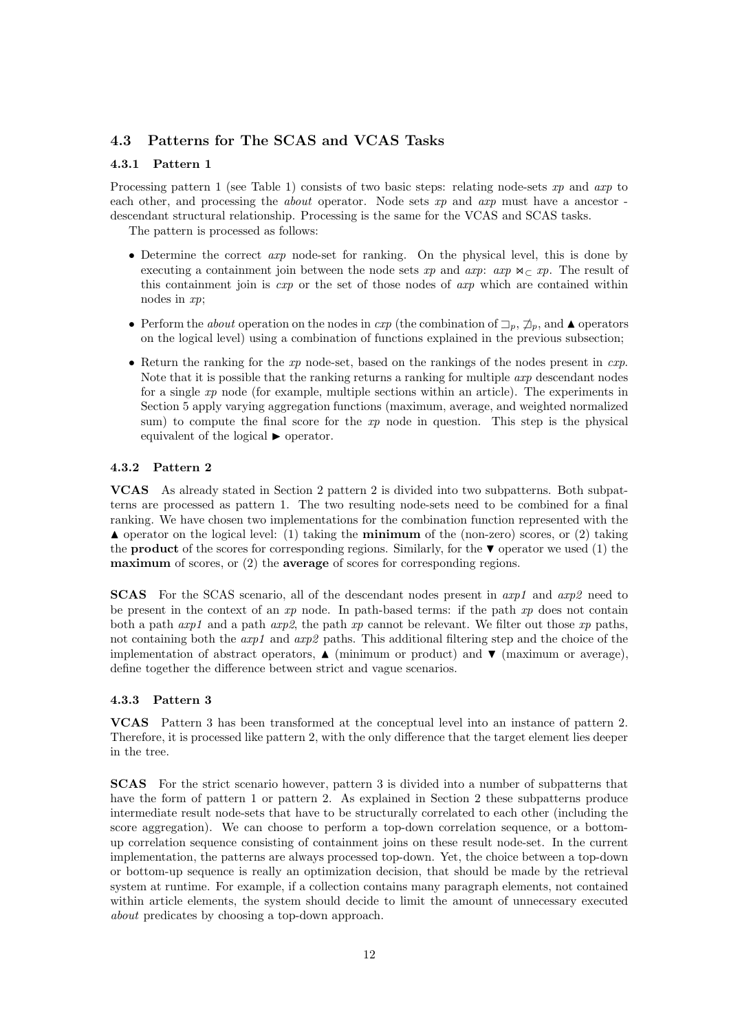### 4.3 Patterns for The SCAS and VCAS Tasks

#### 4.3.1 Pattern 1

Processing pattern 1 (see Table 1) consists of two basic steps: relating node-sets *xp* and *axp* to each other, and processing the *about* operator. Node sets *xp* and *axp* must have a ancestor - descendant structural relationship. Processing is the same for the VCAS and SCAS tasks.

The pattern is processed as follows:

- Determine the correct *axp* node-set for ranking. On the physical level, this is done by executing a containment join between the node sets *xp* and *axp*: $axp \bowtie_{\subset} xp$. The result of this containment join is *cxp* or the set of those nodes of *axp* which are contained within nodes in *xp*;
- Perform the *about* operation on the nodes in *cxp* (the combination of $\sqsupset_p$, $\not\sqsupset_p$, and $\blacktriangle$ operators on the logical level) using a combination of functions explained in the previous subsection;
- Return the ranking for the *xp* node-set, based on the rankings of the nodes present in *cxp*. Note that it is possible that the ranking returns a ranking for multiple *axp* descendant nodes for a single *xp* node (for example, multiple sections within an article). The experiments in Section 5 apply varying aggregation functions (maximum, average, and weighted normalized sum) to compute the final score for the *xp* node in question. This step is the physical equivalent of the logical $\blacktriangleright$ operator.

#### 4.3.2 Pattern 2

**VCAS** As already stated in Section 2 pattern 2 is divided into two subpatterns. Both subpatterns are processed as pattern 1. The two resulting node-sets need to be combined for a final ranking. We have chosen two implementations for the combination function represented with the $\blacktriangle$ operator on the logical level: (1) taking the **minimum** of the (non-zero) scores, or (2) taking the **product** of the scores for corresponding regions. Similarly, for the $\blacktriangledown$ operator we used (1) the **maximum** of scores, or (2) the **average** of scores for corresponding regions.

**SCAS** For the SCAS scenario, all of the descendant nodes present in *axp1* and *axp2* need to be present in the context of an *xp* node. In path-based terms: if the path *xp* does not contain both a path *axp1* and a path *axp2*, the path *xp* cannot be relevant. We filter out those *xp* paths, not containing both the *axp1* and *axp2* paths. This additional filtering step and the choice of the implementation of abstract operators, $\blacktriangle$ (minimum or product) and $\blacktriangledown$ (maximum or average), define together the difference between strict and vague scenarios.

#### 4.3.3 Pattern 3

**VCAS** Pattern 3 has been transformed at the conceptual level into an instance of pattern 2. Therefore, it is processed like pattern 2, with the only difference that the target element lies deeper in the tree.

**SCAS** For the strict scenario however, pattern 3 is divided into a number of subpatterns that have the form of pattern 1 or pattern 2. As explained in Section 2 these subpatterns produce intermediate result node-sets that have to be structurally correlated to each other (including the score aggregation). We can choose to perform a top-down correlation sequence, or a bottom-up correlation sequence consisting of containment joins on these result node-set. In the current implementation, the patterns are always processed top-down. Yet, the choice between a top-down or bottom-up sequence is really an optimization decision, that should be made by the retrieval system at runtime. For example, if a collection contains many paragraph elements, not contained within article elements, the system should decide to limit the amount of unnecessary executed *about* predicates by choosing a top-down approach.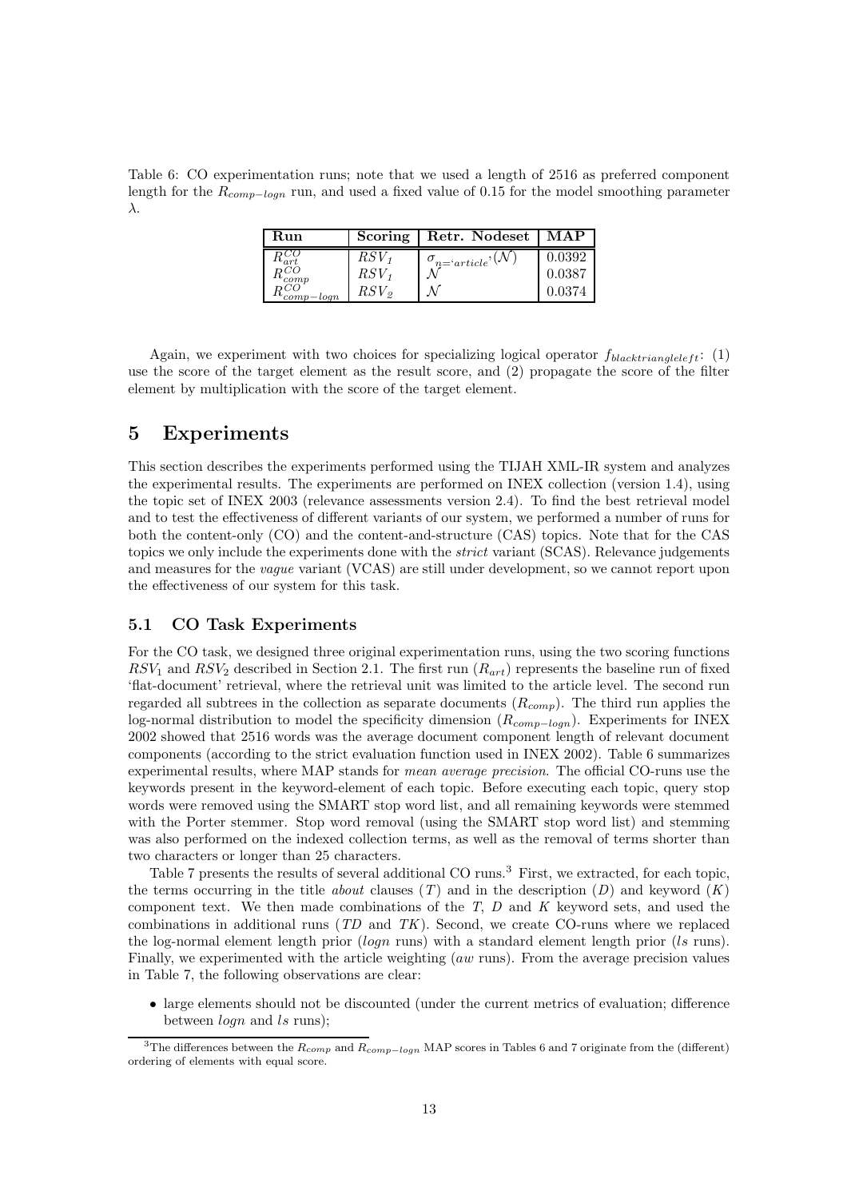Table 6: CO experimentation runs; note that we used a length of 2516 as preferred component length for the $R_{comp-logn}$ run, and used a fixed value of 0.15 for the model smoothing parameter $\lambda$.

| **Run** | **Scoring** | **Retr. Nodeset** | **MAP** |
|---|---|---|---|
| $R^{CO}_{art}$ | $RSV_1$ | $\sigma_{n=\text{`}article\text{'}}(\mathcal{N})$ | 0.0392 |
| $R^{CO}_{comp}$ | $RSV_1$ | $\mathcal{N}$ | 0.0387 |
| $R^{CO}_{comp-logn}$ | $RSV_2$ | $\mathcal{N}$ | 0.0374 |

Again, we experiment with two choices for specializing logical operator $f_{blacktriangleleft}$: (1) use the score of the target element as the result score, and (2) propagate the score of the filter element by multiplication with the score of the target element.

# 5 Experiments

This section describes the experiments performed using the TIJAH XML-IR system and analyzes the experimental results. The experiments are performed on INEX collection (version 1.4), using the topic set of INEX 2003 (relevance assessments version 2.4). To find the best retrieval model and to test the effectiveness of different variants of our system, we performed a number of runs for both the content-only (CO) and the content-and-structure (CAS) topics. Note that for the CAS topics we only include the experiments done with the *strict* variant (SCAS). Relevance judgements and measures for the *vague* variant (VCAS) are still under development, so we cannot report upon the effectiveness of our system for this task.

## 5.1 CO Task Experiments

For the CO task, we designed three original experimentation runs, using the two scoring functions $RSV_1$ and $RSV_2$ described in Section 2.1. The first run ($R_{art}$) represents the baseline run of fixed 'flat-document' retrieval, where the retrieval unit was limited to the article level. The second run regarded all subtrees in the collection as separate documents ($R_{comp}$). The third run applies the log-normal distribution to model the specificity dimension ($R_{comp-logn}$). Experiments for INEX 2002 showed that 2516 words was the average document component length of relevant document components (according to the strict evaluation function used in INEX 2002). Table 6 summarizes experimental results, where MAP stands for *mean average precision*. The official CO-runs use the keywords present in the keyword-element of each topic. Before executing each topic, query stop words were removed using the SMART stop word list, and all remaining keywords were stemmed with the Porter stemmer. Stop word removal (using the SMART stop word list) and stemming was also performed on the indexed collection terms, as well as the removal of terms shorter than two characters or longer than 25 characters.

Table 7 presents the results of several additional CO runs.[3] First, we extracted, for each topic, the terms occurring in the title *about* clauses ($T$) and in the description ($D$) and keyword ($K$) component text. We then made combinations of the $T$, $D$ and $K$ keyword sets, and used the combinations in additional runs ($TD$ and $TK$). Second, we create CO-runs where we replaced the log-normal element length prior (*logn* runs) with a standard element length prior (*ls* runs). Finally, we experimented with the article weighting (*aw* runs). From the average precision values in Table 7, the following observations are clear:

- large elements should not be discounted (under the current metrics of evaluation; difference between *logn* and *ls* runs);

[3] The differences between the $R_{comp}$ and $R_{comp-logn}$ MAP scores in Tables 6 and 7 originate from the (different) ordering of elements with equal score.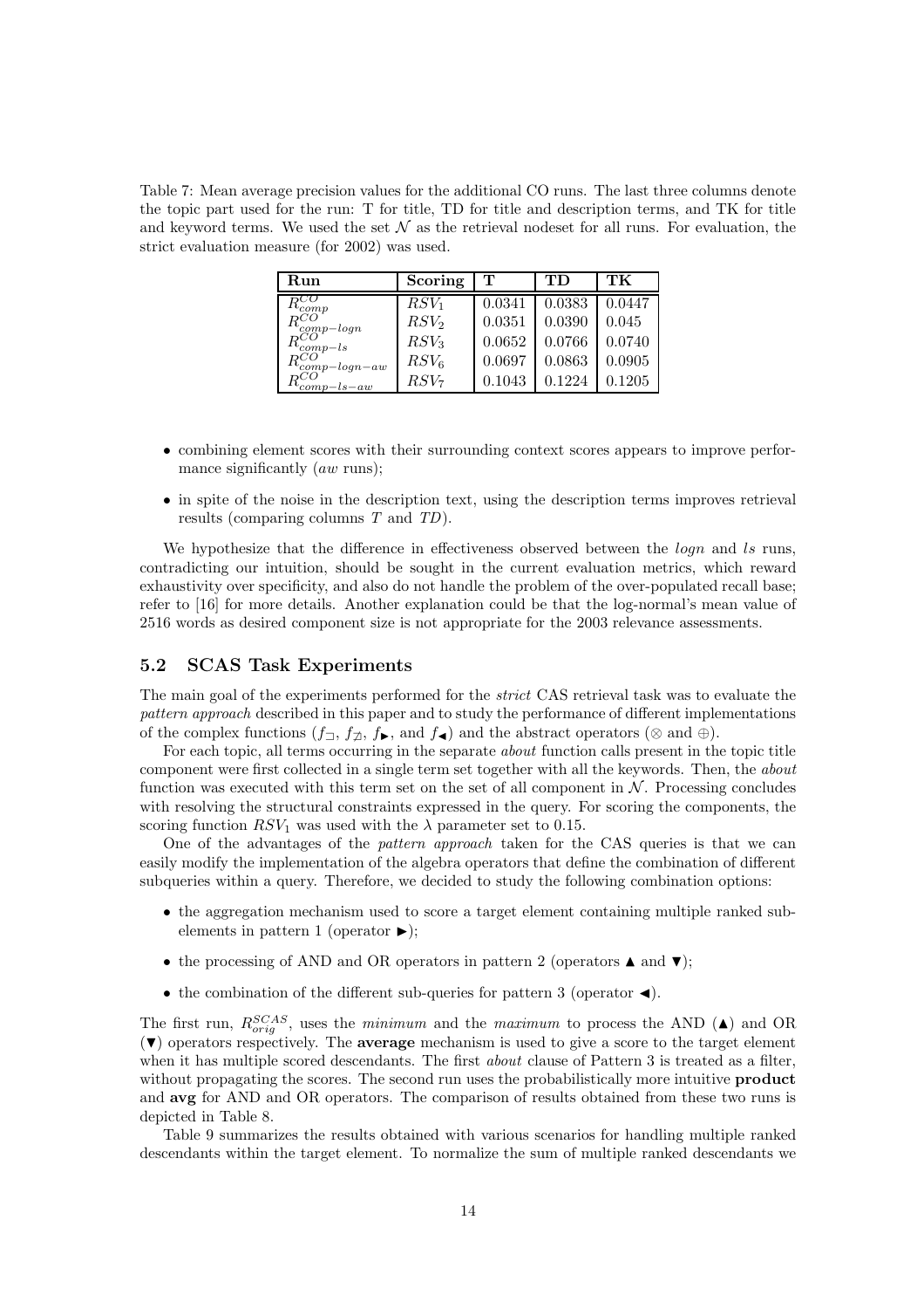Table 7: Mean average precision values for the additional CO runs. The last three columns denote the topic part used for the run: T for title, TD for title and description terms, and TK for title and keyword terms. We used the set $\mathcal{N}$ as the retrieval nodeset for all runs. For evaluation, the strict evaluation measure (for 2002) was used.

| Run | Scoring | T | TD | TK |
|---|---|---|---|---|
| $R^{CO}_{comp}$ | $RSV_1$ | 0.0341 | 0.0383 | 0.0447 |
| $R^{CO}_{comp-logn}$ | $RSV_2$ | 0.0351 | 0.0390 | 0.045 |
| $R^{CO}_{comp-ls}$ | $RSV_3$ | 0.0652 | 0.0766 | 0.0740 |
| $R^{CO}_{comp-logn-aw}$ | $RSV_6$ | 0.0697 | 0.0863 | 0.0905 |
| $R^{CO}_{comp-ls-aw}$ | $RSV_7$ | 0.1043 | 0.1224 | 0.1205 |

- combining element scores with their surrounding context scores appears to improve performance significantly (*aw* runs);
- in spite of the noise in the description text, using the description terms improves retrieval results (comparing columns *T* and *TD*).

We hypothesize that the difference in effectiveness observed between the *logn* and *ls* runs, contradicting our intuition, should be sought in the current evaluation metrics, which reward exhaustivity over specificity, and also do not handle the problem of the over-populated recall base; refer to [16] for more details. Another explanation could be that the log-normal's mean value of 2516 words as desired component size is not appropriate for the 2003 relevance assessments.

## 5.2 SCAS Task Experiments

The main goal of the experiments performed for the *strict* CAS retrieval task was to evaluate the *pattern approach* described in this paper and to study the performance of different implementations of the complex functions ($f_{\sqsupset}$, $f_{\not\sqsupset}$, $f_{\blacktriangleright}$, and $f_{\blacktriangleleft}$) and the abstract operators ($\otimes$ and $\oplus$).

For each topic, all terms occurring in the separate *about* function calls present in the topic title component were first collected in a single term set together with all the keywords. Then, the *about* function was executed with this term set on the set of all component in $\mathcal{N}$. Processing concludes with resolving the structural constraints expressed in the query. For scoring the components, the scoring function $RSV_1$ was used with the $\lambda$ parameter set to 0.15.

One of the advantages of the *pattern approach* taken for the CAS queries is that we can easily modify the implementation of the algebra operators that define the combination of different subqueries within a query. Therefore, we decided to study the following combination options:

- the aggregation mechanism used to score a target element containing multiple ranked subelements in pattern 1 (operator $\blacktriangleright$);
- the processing of AND and OR operators in pattern 2 (operators $\blacktriangle$ and $\blacktriangledown$);
- the combination of the different sub-queries for pattern 3 (operator $\blacktriangleleft$).

The first run, $R^{SCAS}_{orig}$, uses the *minimum* and the *maximum* to process the AND ($\blacktriangle$) and OR ($\blacktriangledown$) operators respectively. The **average** mechanism is used to give a score to the target element when it has multiple scored descendants. The first *about* clause of Pattern 3 is treated as a filter, without propagating the scores. The second run uses the probabilistically more intuitive **product** and **avg** for AND and OR operators. The comparison of results obtained from these two runs is depicted in Table 8.

Table 9 summarizes the results obtained with various scenarios for handling multiple ranked descendants within the target element. To normalize the sum of multiple ranked descendants we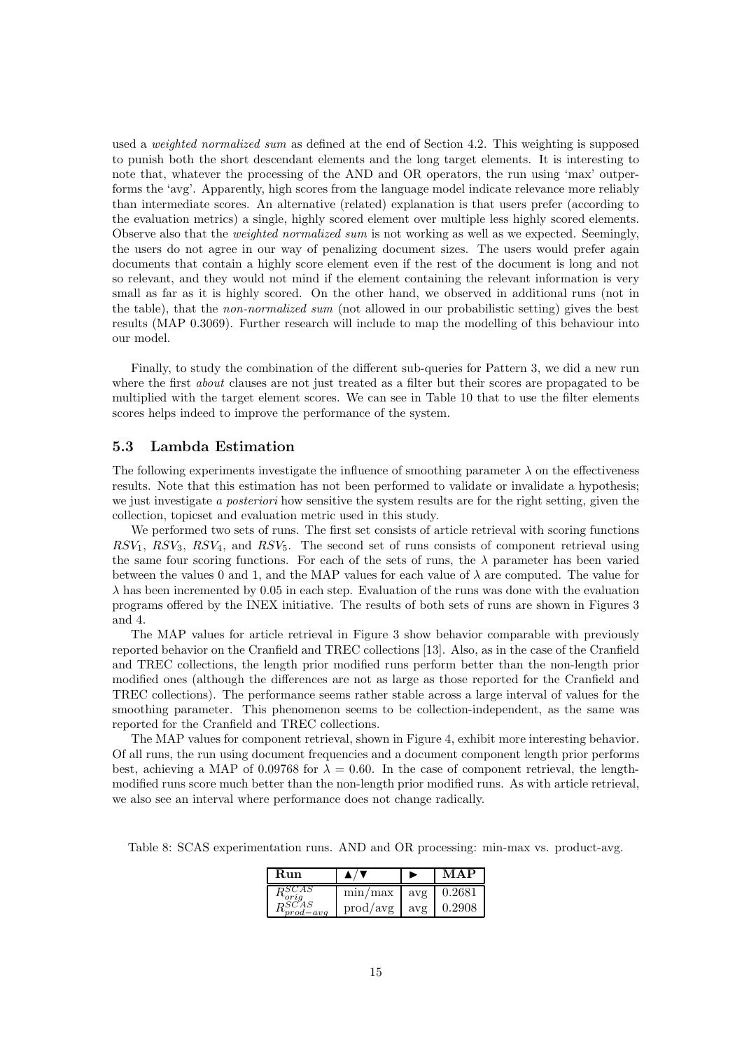used a *weighted normalized sum* as defined at the end of Section 4.2. This weighting is supposed to punish both the short descendant elements and the long target elements. It is interesting to note that, whatever the processing of the AND and OR operators, the run using 'max' outperforms the 'avg'. Apparently, high scores from the language model indicate relevance more reliably than intermediate scores. An alternative (related) explanation is that users prefer (according to the evaluation metrics) a single, highly scored element over multiple less highly scored elements. Observe also that the *weighted normalized sum* is not working as well as we expected. Seemingly, the users do not agree in our way of penalizing document sizes. The users would prefer again documents that contain a highly score element even if the rest of the document is long and not so relevant, and they would not mind if the element containing the relevant information is very small as far as it is highly scored. On the other hand, we observed in additional runs (not in the table), that the *non-normalized sum* (not allowed in our probabilistic setting) gives the best results (MAP 0.3069). Further research will include to map the modelling of this behaviour into our model.

Finally, to study the combination of the different sub-queries for Pattern 3, we did a new run where the first *about* clauses are not just treated as a filter but their scores are propagated to be multiplied with the target element scores. We can see in Table 10 that to use the filter elements scores helps indeed to improve the performance of the system.

### 5.3 Lambda Estimation

The following experiments investigate the influence of smoothing parameter $\lambda$ on the effectiveness results. Note that this estimation has not been performed to validate or invalidate a hypothesis; we just investigate *a posteriori* how sensitive the system results are for the right setting, given the collection, topicset and evaluation metric used in this study.

We performed two sets of runs. The first set consists of article retrieval with scoring functions $RSV_1$, $RSV_3$, $RSV_4$, and $RSV_5$. The second set of runs consists of component retrieval using the same four scoring functions. For each of the sets of runs, the $\lambda$ parameter has been varied between the values 0 and 1, and the MAP values for each value of $\lambda$ are computed. The value for $\lambda$ has been incremented by 0.05 in each step. Evaluation of the runs was done with the evaluation programs offered by the INEX initiative. The results of both sets of runs are shown in Figures 3 and 4.

The MAP values for article retrieval in Figure 3 show behavior comparable with previously reported behavior on the Cranfield and TREC collections [13]. Also, as in the case of the Cranfield and TREC collections, the length prior modified runs perform better than the non-length prior modified ones (although the differences are not as large as those reported for the Cranfield and TREC collections). The performance seems rather stable across a large interval of values for the smoothing parameter. This phenomenon seems to be collection-independent, as the same was reported for the Cranfield and TREC collections.

The MAP values for component retrieval, shown in Figure 4, exhibit more interesting behavior. Of all runs, the run using document frequencies and a document component length prior performs best, achieving a MAP of 0.09768 for $\lambda = 0.60$. In the case of component retrieval, the length-modified runs score much better than the non-length prior modified runs. As with article retrieval, we also see an interval where performance does not change radically.

Table 8: SCAS experimentation runs. AND and OR processing: min-max vs. product-avg.

| Run | ▲/▼ | ► | MAP |
|---|---|---|---|
| $R^{SCAS}_{orig}$ | min/max | avg | 0.2681 |
| $R^{SCAS}_{prod-avg}$ | prod/avg | avg | 0.2908 |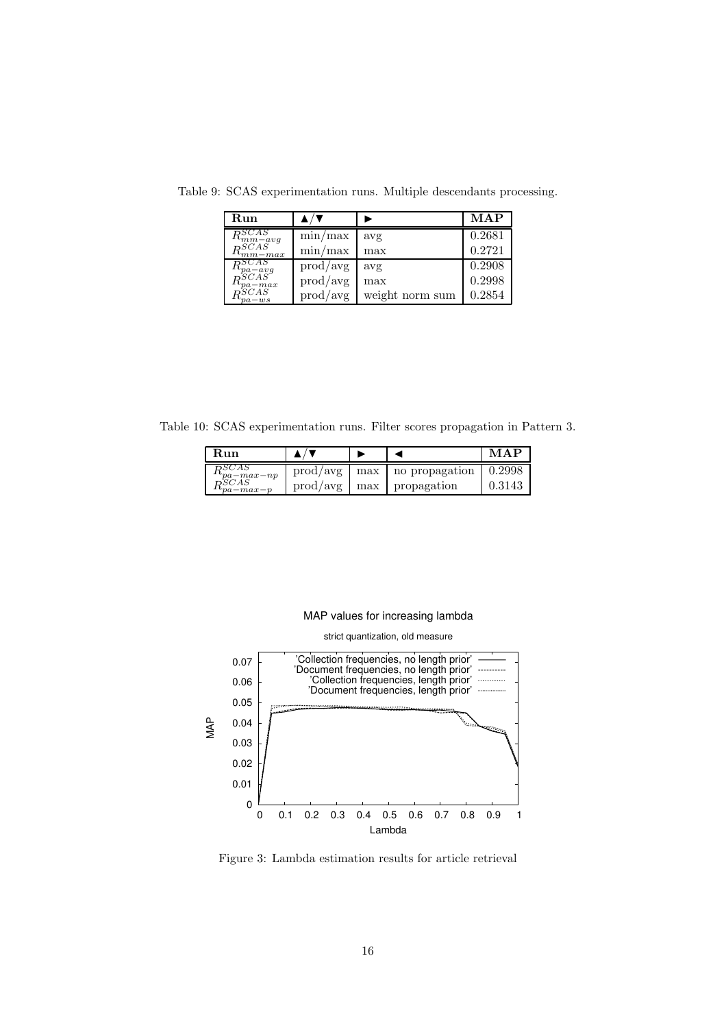Table 9: SCAS experimentation runs. Multiple descendants processing.

| Run | ▲/▼ | ► | MAP |
|---|---|---|---|
| $R^{SCAS}_{mm-avg}$ | min/max | avg | 0.2681 |
| $R^{SCAS}_{mm-max}$ | min/max | max | 0.2721 |
| $R^{SCAS}_{pa-avg}$ | prod/avg | avg | 0.2908 |
| $R^{SCAS}_{pa-max}$ | prod/avg | max | 0.2998 |
| $R^{SCAS}_{pa-ws}$ | prod/avg | weight norm sum | 0.2854 |

Table 10: SCAS experimentation runs. Filter scores propagation in Pattern 3.

| Run | ▲/▼ | ► | ◄ | MAP |
|---|---|---|---|---|
| $R^{SCAS}_{pa-max-np}$ | prod/avg | max | no propagation | 0.2998 |
| $R^{SCAS}_{pa-max-p}$ | prod/avg | max | propagation | 0.3143 |

Figure 3: Lambda estimation results for article retrieval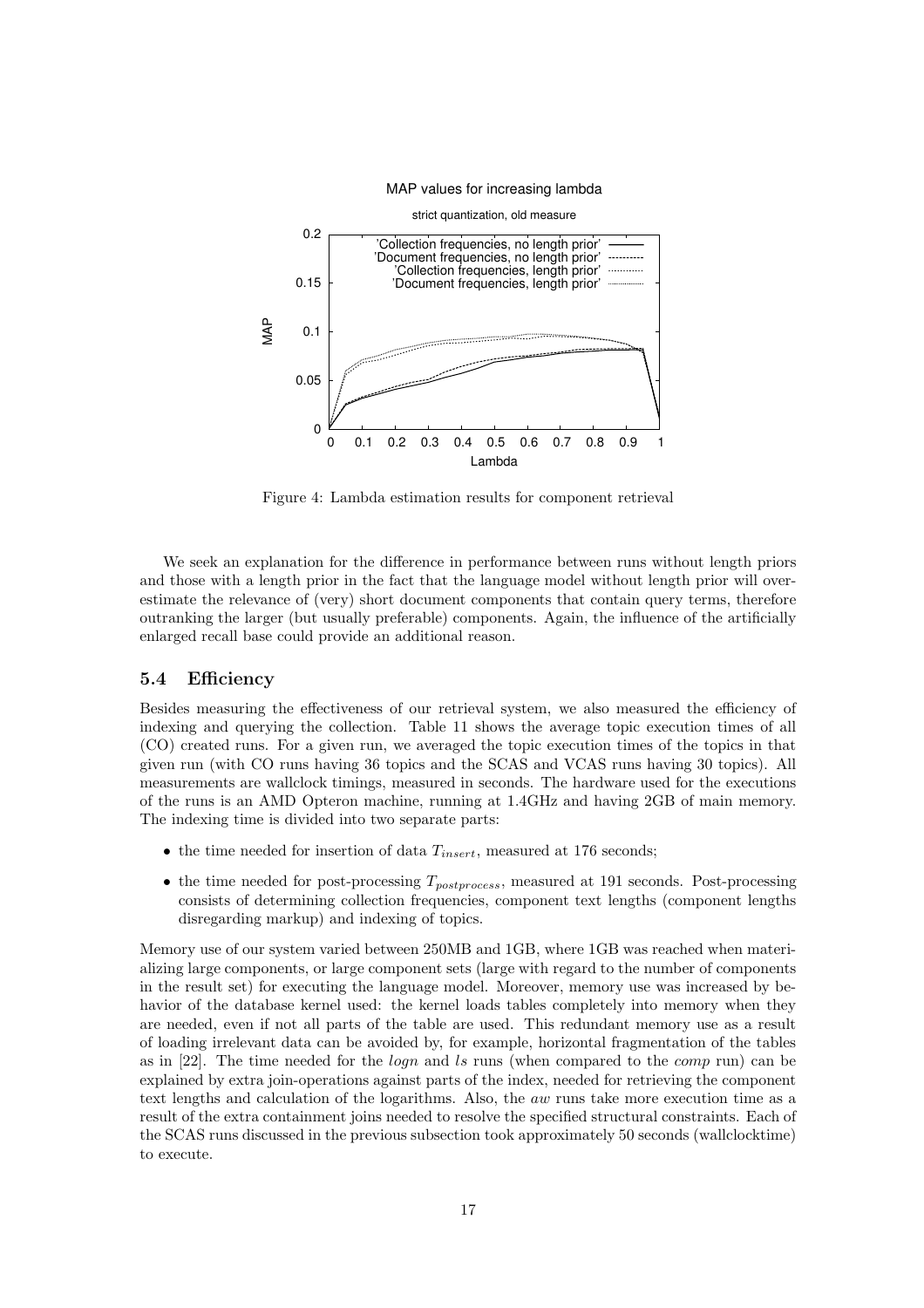Figure 4: Lambda estimation results for component retrieval

We seek an explanation for the difference in performance between runs without length priors and those with a length prior in the fact that the language model without length prior will overestimate the relevance of (very) short document components that contain query terms, therefore outranking the larger (but usually preferable) components. Again, the influence of the artificially enlarged recall base could provide an additional reason.

### 5.4 Efficiency

Besides measuring the effectiveness of our retrieval system, we also measured the efficiency of indexing and querying the collection. Table 11 shows the average topic execution times of all (CO) created runs. For a given run, we averaged the topic execution times of the topics in that given run (with CO runs having 36 topics and the SCAS and VCAS runs having 30 topics). All measurements are wallclock timings, measured in seconds. The hardware used for the executions of the runs is an AMD Opteron machine, running at 1.4GHz and having 2GB of main memory. The indexing time is divided into two separate parts:

- the time needed for insertion of data $T_{insert}$, measured at 176 seconds;
- the time needed for post-processing $T_{postprocess}$, measured at 191 seconds. Post-processing consists of determining collection frequencies, component text lengths (component lengths disregarding markup) and indexing of topics.

Memory use of our system varied between 250MB and 1GB, where 1GB was reached when materializing large components, or large component sets (large with regard to the number of components in the result set) for executing the language model. Moreover, memory use was increased by behavior of the database kernel used: the kernel loads tables completely into memory when they are needed, even if not all parts of the table are used. This redundant memory use as a result of loading irrelevant data can be avoided by, for example, horizontal fragmentation of the tables as in [22]. The time needed for the *logn* and *ls* runs (when compared to the *comp* run) can be explained by extra join-operations against parts of the index, needed for retrieving the component text lengths and calculation of the logarithms. Also, the *aw* runs take more execution time as a result of the extra containment joins needed to resolve the specified structural constraints. Each of the SCAS runs discussed in the previous subsection took approximately 50 seconds (wallclocktime) to execute.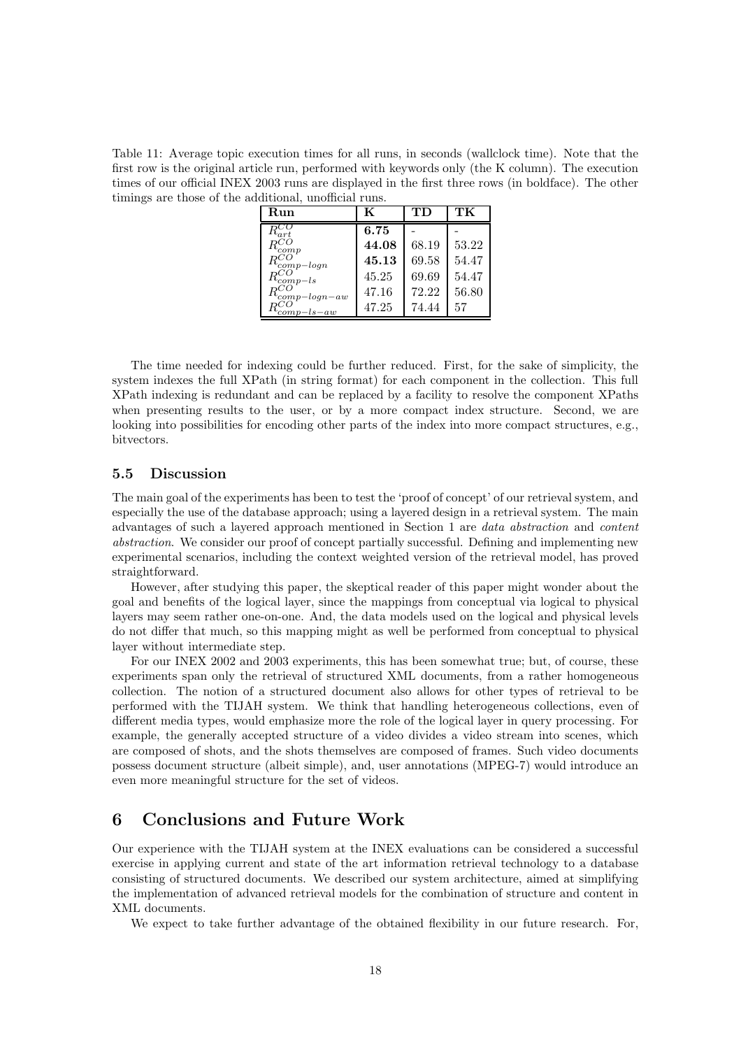Table 11: Average topic execution times for all runs, in seconds (wallclock time). Note that the first row is the original article run, performed with keywords only (the K column). The execution times of our official INEX 2003 runs are displayed in the first three rows (in boldface). The other timings are those of the additional, unofficial runs.

| **Run** | **K** | **TD** | **TK** |
|---|---|---|---|
| $R^{CO}_{art}$ | **6.75** | - | - |
| $R^{CO}_{comp}$ | **44.08** | 68.19 | 53.22 |
| $R^{CO}_{comp-logn}$ | **45.13** | 69.58 | 54.47 |
| $R^{CO}_{comp-ls}$ | 45.25 | 69.69 | 54.47 |
| $R^{CO}_{comp-logn-aw}$ | 47.16 | 72.22 | 56.80 |
| $R^{CO}_{comp-ls-aw}$ | 47.25 | 74.44 | 57 |

The time needed for indexing could be further reduced. First, for the sake of simplicity, the system indexes the full XPath (in string format) for each component in the collection. This full XPath indexing is redundant and can be replaced by a facility to resolve the component XPaths when presenting results to the user, or by a more compact index structure. Second, we are looking into possibilities for encoding other parts of the index into more compact structures, e.g., bitvectors.

### 5.5 Discussion

The main goal of the experiments has been to test the 'proof of concept' of our retrieval system, and especially the use of the database approach; using a layered design in a retrieval system. The main advantages of such a layered approach mentioned in Section 1 are *data abstraction* and *content abstraction*. We consider our proof of concept partially successful. Defining and implementing new experimental scenarios, including the context weighted version of the retrieval model, has proved straightforward.

However, after studying this paper, the skeptical reader of this paper might wonder about the goal and benefits of the logical layer, since the mappings from conceptual via logical to physical layers may seem rather one-on-one. And, the data models used on the logical and physical levels do not differ that much, so this mapping might as well be performed from conceptual to physical layer without intermediate step.

For our INEX 2002 and 2003 experiments, this has been somewhat true; but, of course, these experiments span only the retrieval of structured XML documents, from a rather homogeneous collection. The notion of a structured document also allows for other types of retrieval to be performed with the TIJAH system. We think that handling heterogeneous collections, even of different media types, would emphasize more the role of the logical layer in query processing. For example, the generally accepted structure of a video divides a video stream into scenes, which are composed of shots, and the shots themselves are composed of frames. Such video documents possess document structure (albeit simple), and, user annotations (MPEG-7) would introduce an even more meaningful structure for the set of videos.

## 6 Conclusions and Future Work

Our experience with the TIJAH system at the INEX evaluations can be considered a successful exercise in applying current and state of the art information retrieval technology to a database consisting of structured documents. We described our system architecture, aimed at simplifying the implementation of advanced retrieval models for the combination of structure and content in XML documents.

We expect to take further advantage of the obtained flexibility in our future research. For,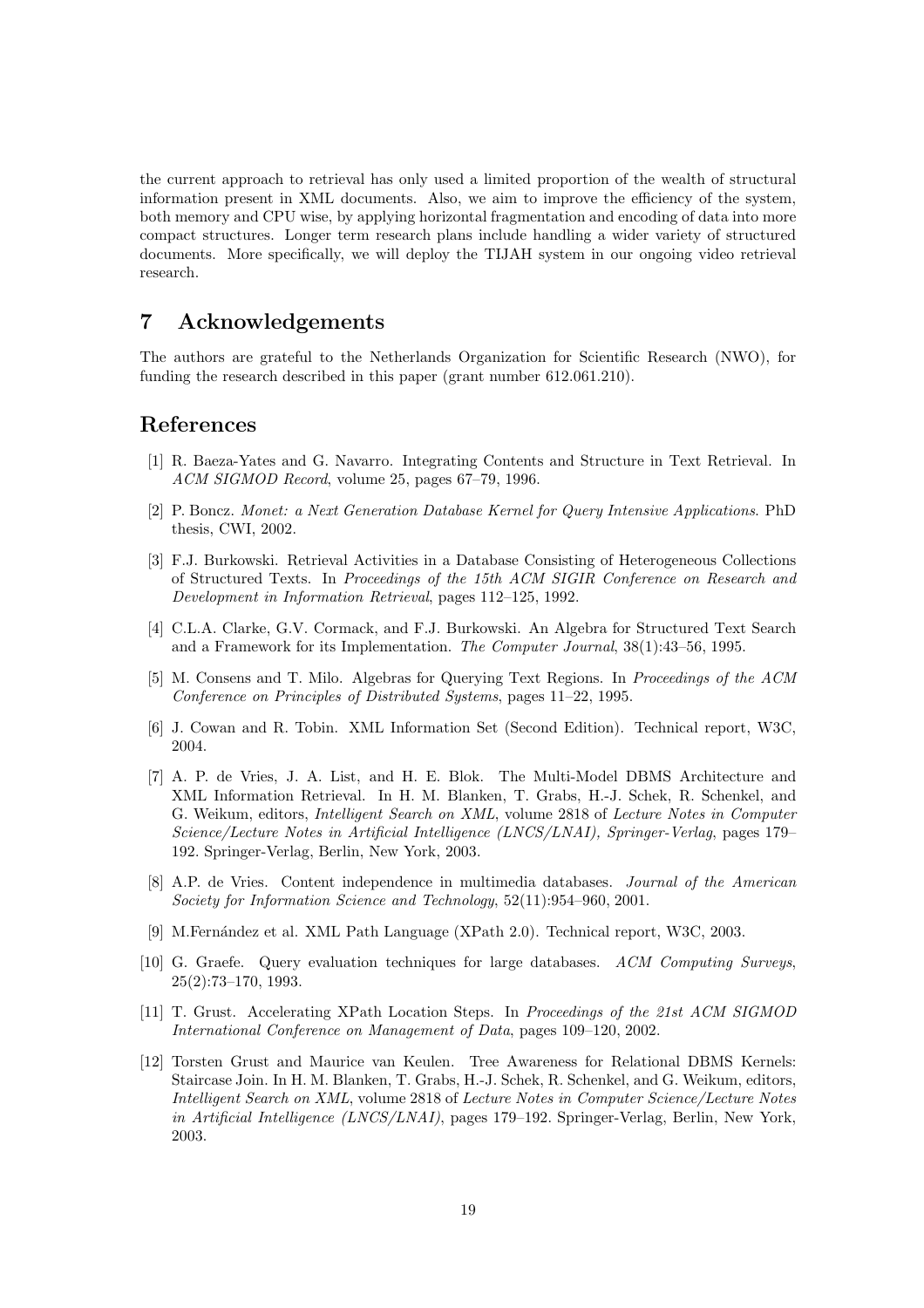the current approach to retrieval has only used a limited proportion of the wealth of structural information present in XML documents. Also, we aim to improve the efficiency of the system, both memory and CPU wise, by applying horizontal fragmentation and encoding of data into more compact structures. Longer term research plans include handling a wider variety of structured documents. More specifically, we will deploy the TIJAH system in our ongoing video retrieval research.

## 7 Acknowledgements

The authors are grateful to the Netherlands Organization for Scientific Research (NWO), for funding the research described in this paper (grant number 612.061.210).

## References

[1] R. Baeza-Yates and G. Navarro. Integrating Contents and Structure in Text Retrieval. In *ACM SIGMOD Record*, volume 25, pages 67–79, 1996.

[2] P. Boncz. *Monet: a Next Generation Database Kernel for Query Intensive Applications*. PhD thesis, CWI, 2002.

[3] F.J. Burkowski. Retrieval Activities in a Database Consisting of Heterogeneous Collections of Structured Texts. In *Proceedings of the 15th ACM SIGIR Conference on Research and Development in Information Retrieval*, pages 112–125, 1992.

[4] C.L.A. Clarke, G.V. Cormack, and F.J. Burkowski. An Algebra for Structured Text Search and a Framework for its Implementation. *The Computer Journal*, 38(1):43–56, 1995.

[5] M. Consens and T. Milo. Algebras for Querying Text Regions. In *Proceedings of the ACM Conference on Principles of Distributed Systems*, pages 11–22, 1995.

[6] J. Cowan and R. Tobin. XML Information Set (Second Edition). Technical report, W3C, 2004.

[7] A. P. de Vries, J. A. List, and H. E. Blok. The Multi-Model DBMS Architecture and XML Information Retrieval. In H. M. Blanken, T. Grabs, H.-J. Schek, R. Schenkel, and G. Weikum, editors, *Intelligent Search on XML*, volume 2818 of *Lecture Notes in Computer Science/Lecture Notes in Artificial Intelligence (LNCS/LNAI), Springer-Verlag*, pages 179–192. Springer-Verlag, Berlin, New York, 2003.

[8] A.P. de Vries. Content independence in multimedia databases. *Journal of the American Society for Information Science and Technology*, 52(11):954–960, 2001.

[9] M.Fernández et al. XML Path Language (XPath 2.0). Technical report, W3C, 2003.

[10] G. Graefe. Query evaluation techniques for large databases. *ACM Computing Surveys*, 25(2):73–170, 1993.

[11] T. Grust. Accelerating XPath Location Steps. In *Proceedings of the 21st ACM SIGMOD International Conference on Management of Data*, pages 109–120, 2002.

[12] Torsten Grust and Maurice van Keulen. Tree Awareness for Relational DBMS Kernels: Staircase Join. In H. M. Blanken, T. Grabs, H.-J. Schek, R. Schenkel, and G. Weikum, editors, *Intelligent Search on XML*, volume 2818 of *Lecture Notes in Computer Science/Lecture Notes in Artificial Intelligence (LNCS/LNAI)*, pages 179–192. Springer-Verlag, Berlin, New York, 2003.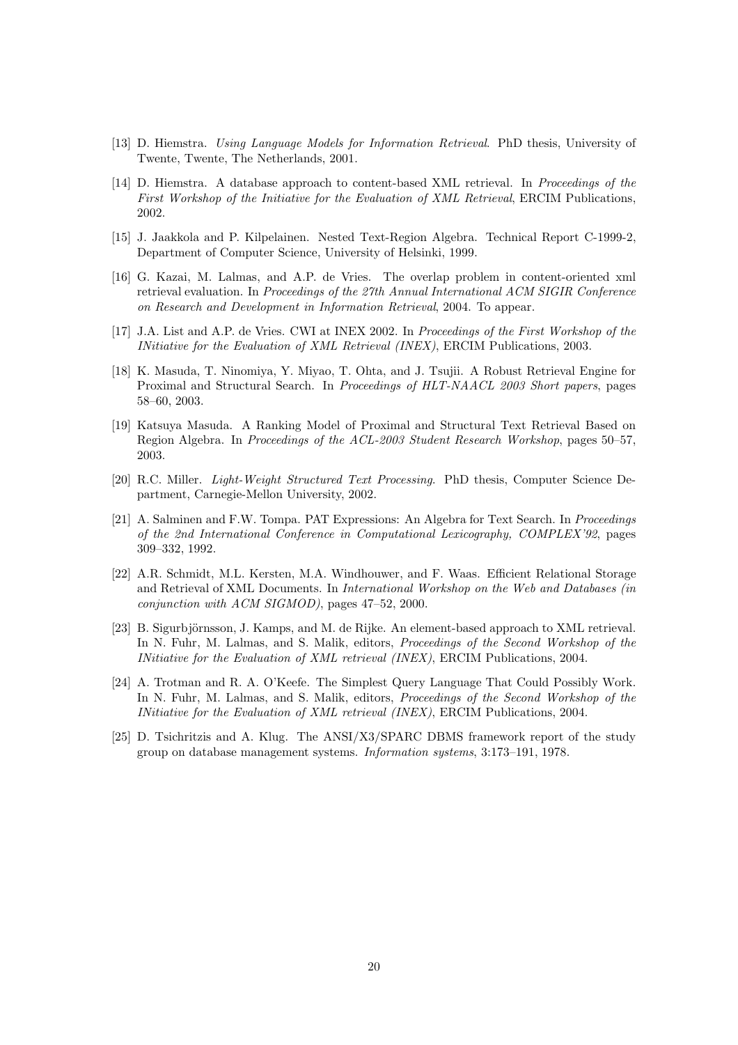[13] D. Hiemstra. *Using Language Models for Information Retrieval*. PhD thesis, University of Twente, Twente, The Netherlands, 2001.

[14] D. Hiemstra. A database approach to content-based XML retrieval. In *Proceedings of the First Workshop of the Initiative for the Evaluation of XML Retrieval*, ERCIM Publications, 2002.

[15] J. Jaakkola and P. Kilpelainen. Nested Text-Region Algebra. Technical Report C-1999-2, Department of Computer Science, University of Helsinki, 1999.

[16] G. Kazai, M. Lalmas, and A.P. de Vries. The overlap problem in content-oriented xml retrieval evaluation. In *Proceedings of the 27th Annual International ACM SIGIR Conference on Research and Development in Information Retrieval*, 2004. To appear.

[17] J.A. List and A.P. de Vries. CWI at INEX 2002. In *Proceedings of the First Workshop of the INitiative for the Evaluation of XML Retrieval (INEX)*, ERCIM Publications, 2003.

[18] K. Masuda, T. Ninomiya, Y. Miyao, T. Ohta, and J. Tsujii. A Robust Retrieval Engine for Proximal and Structural Search. In *Proceedings of HLT-NAACL 2003 Short papers*, pages 58–60, 2003.

[19] Katsuya Masuda. A Ranking Model of Proximal and Structural Text Retrieval Based on Region Algebra. In *Proceedings of the ACL-2003 Student Research Workshop*, pages 50–57, 2003.

[20] R.C. Miller. *Light-Weight Structured Text Processing*. PhD thesis, Computer Science Department, Carnegie-Mellon University, 2002.

[21] A. Salminen and F.W. Tompa. PAT Expressions: An Algebra for Text Search. In *Proceedings of the 2nd International Conference in Computational Lexicography, COMPLEX'92*, pages 309–332, 1992.

[22] A.R. Schmidt, M.L. Kersten, M.A. Windhouwer, and F. Waas. Efficient Relational Storage and Retrieval of XML Documents. In *International Workshop on the Web and Databases (in conjunction with ACM SIGMOD)*, pages 47–52, 2000.

[23] B. Sigurbjörnsson, J. Kamps, and M. de Rijke. An element-based approach to XML retrieval. In N. Fuhr, M. Lalmas, and S. Malik, editors, *Proceedings of the Second Workshop of the INitiative for the Evaluation of XML retrieval (INEX)*, ERCIM Publications, 2004.

[24] A. Trotman and R. A. O'Keefe. The Simplest Query Language That Could Possibly Work. In N. Fuhr, M. Lalmas, and S. Malik, editors, *Proceedings of the Second Workshop of the INitiative for the Evaluation of XML retrieval (INEX)*, ERCIM Publications, 2004.

[25] D. Tsichritzis and A. Klug. The ANSI/X3/SPARC DBMS framework report of the study group on database management systems. *Information systems*, 3:173–191, 1978.